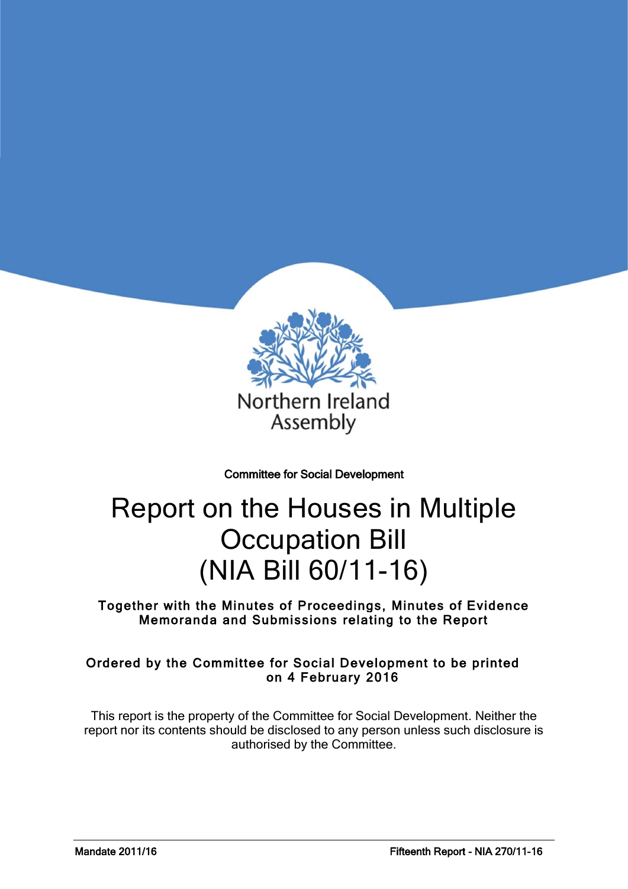Northern Ireland Assembly

Committee for Social Development

# Report on the Houses in Multiple Occupation Bill (NIA Bill 60/11-16)

**Together with the Minutes of Proceedings, Minutes of Evidence Memoranda and Submissions relating to the Report**

**Ordered by the Committee for Social Development to be printed on 4 February 2016**

This report is the property of the Committee for Social Development. Neither the report nor its contents should be disclosed to any person unless such disclosure is authorised by the Committee.

**Mandate 2011/16** **Fifteenth Report - NIA 270/11-16**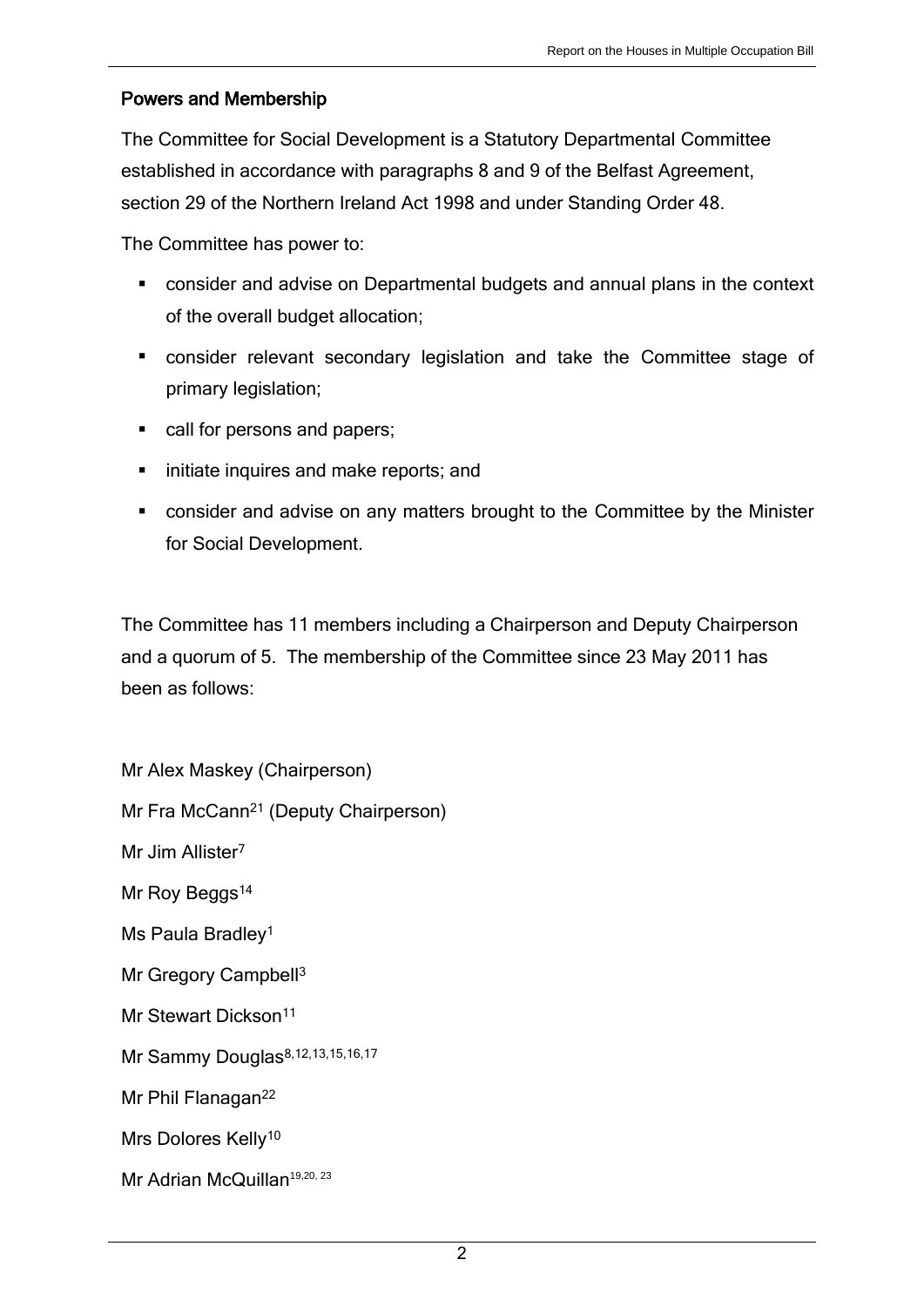## Powers and Membership

The Committee for Social Development is a Statutory Departmental Committee established in accordance with paragraphs 8 and 9 of the Belfast Agreement, section 29 of the Northern Ireland Act 1998 and under Standing Order 48.

The Committee has power to:

- consider and advise on Departmental budgets and annual plans in the context of the overall budget allocation;
- consider relevant secondary legislation and take the Committee stage of primary legislation;
- call for persons and papers;
- initiate inquires and make reports; and
- consider and advise on any matters brought to the Committee by the Minister for Social Development.

The Committee has 11 members including a Chairperson and Deputy Chairperson and a quorum of 5. The membership of the Committee since 23 May 2011 has been as follows:

Mr Alex Maskey (Chairperson)

Mr Fra McCann[21] (Deputy Chairperson)

Mr Jim Allister[7]

Mr Roy Beggs[14]

Ms Paula Bradley[1]

Mr Gregory Campbell[3]

Mr Stewart Dickson[11]

Mr Sammy Douglas[8,12,13,15,16,17]

Mr Phil Flanagan[22]

Mrs Dolores Kelly[10]

Mr Adrian McQuillan[19,20,23]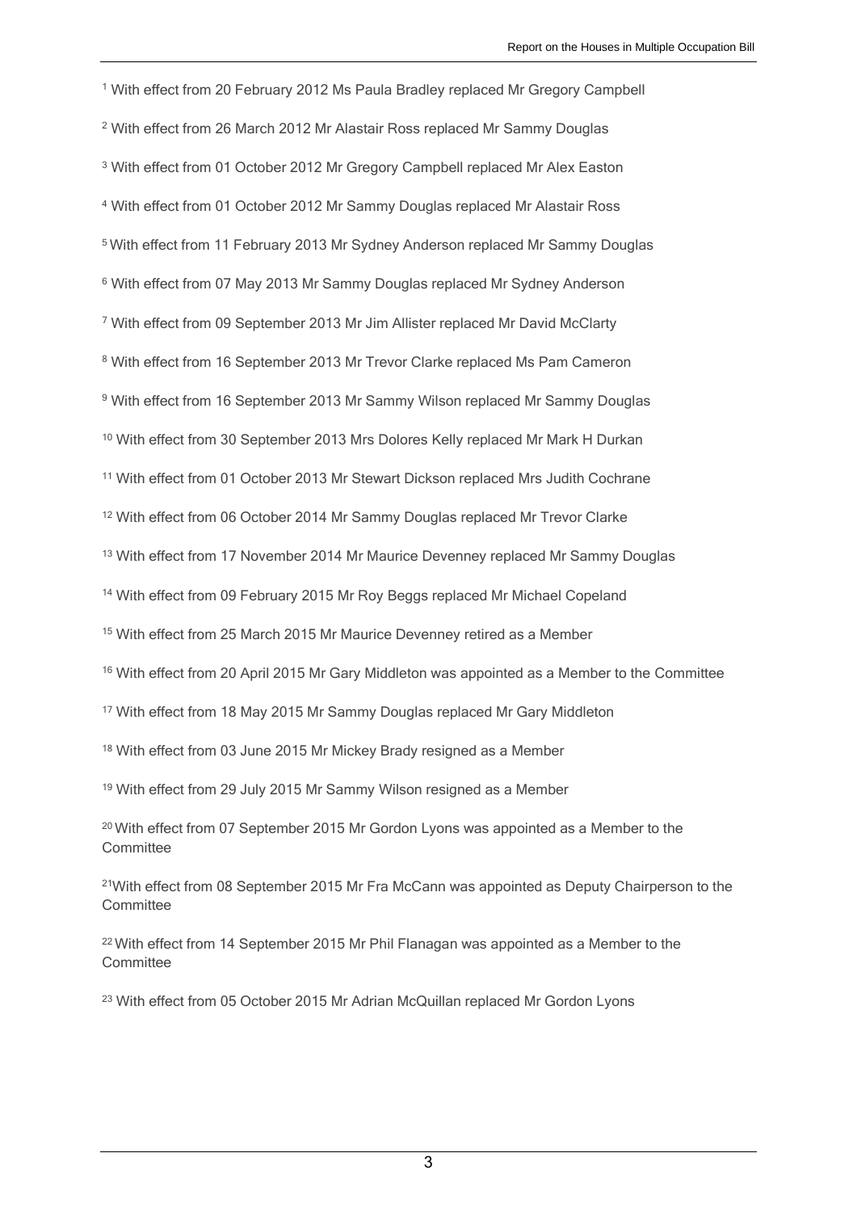[1] With effect from 20 February 2012 Ms Paula Bradley replaced Mr Gregory Campbell

[2] With effect from 26 March 2012 Mr Alastair Ross replaced Mr Sammy Douglas

[3] With effect from 01 October 2012 Mr Gregory Campbell replaced Mr Alex Easton

[4] With effect from 01 October 2012 Mr Sammy Douglas replaced Mr Alastair Ross

[5] With effect from 11 February 2013 Mr Sydney Anderson replaced Mr Sammy Douglas

[6] With effect from 07 May 2013 Mr Sammy Douglas replaced Mr Sydney Anderson

[7] With effect from 09 September 2013 Mr Jim Allister replaced Mr David McClarty

[8] With effect from 16 September 2013 Mr Trevor Clarke replaced Ms Pam Cameron

[9] With effect from 16 September 2013 Mr Sammy Wilson replaced Mr Sammy Douglas

[10] With effect from 30 September 2013 Mrs Dolores Kelly replaced Mr Mark H Durkan

[11] With effect from 01 October 2013 Mr Stewart Dickson replaced Mrs Judith Cochrane

[12] With effect from 06 October 2014 Mr Sammy Douglas replaced Mr Trevor Clarke

[13] With effect from 17 November 2014 Mr Maurice Devenney replaced Mr Sammy Douglas

[14] With effect from 09 February 2015 Mr Roy Beggs replaced Mr Michael Copeland

[15] With effect from 25 March 2015 Mr Maurice Devenney retired as a Member

[16] With effect from 20 April 2015 Mr Gary Middleton was appointed as a Member to the Committee

[17] With effect from 18 May 2015 Mr Sammy Douglas replaced Mr Gary Middleton

[18] With effect from 03 June 2015 Mr Mickey Brady resigned as a Member

[19] With effect from 29 July 2015 Mr Sammy Wilson resigned as a Member

[20] With effect from 07 September 2015 Mr Gordon Lyons was appointed as a Member to the Committee

[21] With effect from 08 September 2015 Mr Fra McCann was appointed as Deputy Chairperson to the Committee

[22] With effect from 14 September 2015 Mr Phil Flanagan was appointed as a Member to the Committee

[23] With effect from 05 October 2015 Mr Adrian McQuillan replaced Mr Gordon Lyons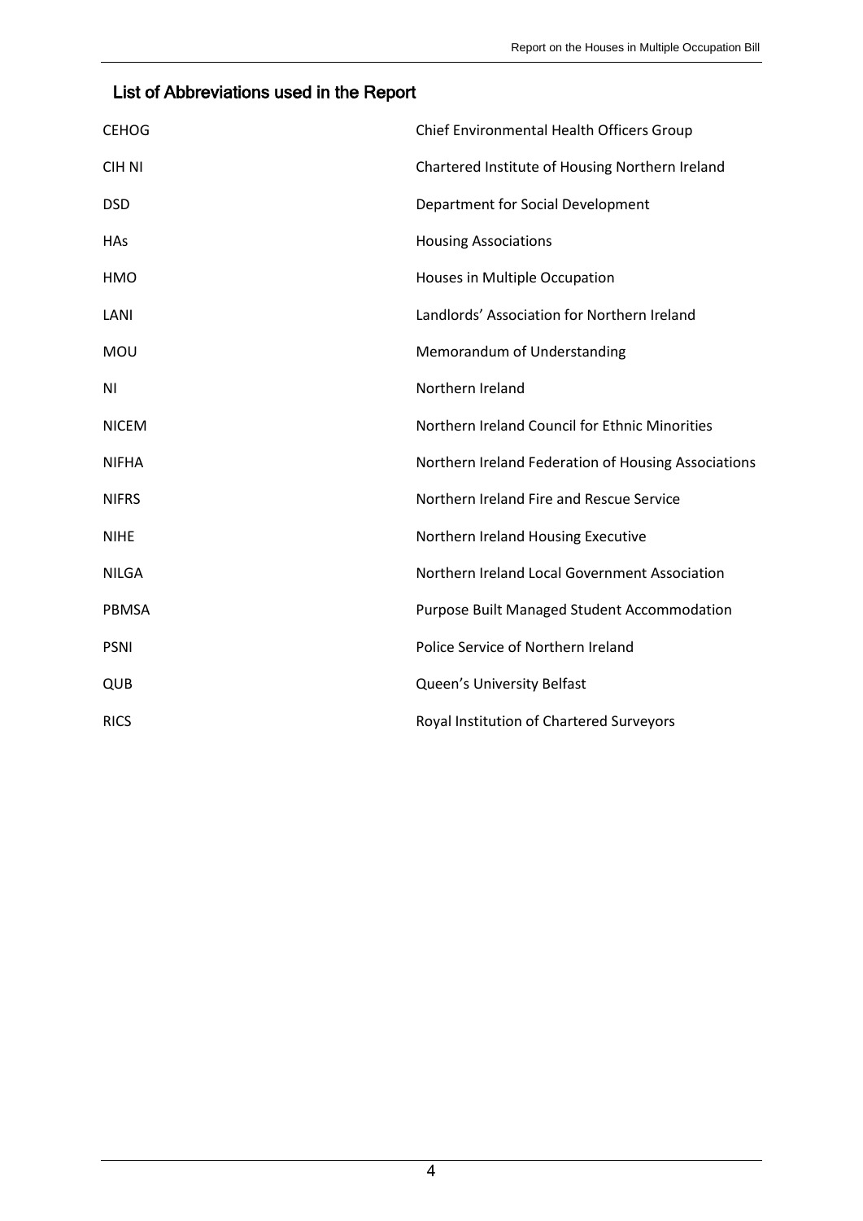## List of Abbreviations used in the Report

| | |
|---|---|
| CEHOG | Chief Environmental Health Officers Group |
| CIH NI | Chartered Institute of Housing Northern Ireland |
| DSD | Department for Social Development |
| HAs | Housing Associations |
| HMO | Houses in Multiple Occupation |
| LANI | Landlords' Association for Northern Ireland |
| MOU | Memorandum of Understanding |
| NI | Northern Ireland |
| NICEM | Northern Ireland Council for Ethnic Minorities |
| NIFHA | Northern Ireland Federation of Housing Associations |
| NIFRS | Northern Ireland Fire and Rescue Service |
| NIHE | Northern Ireland Housing Executive |
| NILGA | Northern Ireland Local Government Association |
| PBMSA | Purpose Built Managed Student Accommodation |
| PSNI | Police Service of Northern Ireland |
| QUB | Queen's University Belfast |
| RICS | Royal Institution of Chartered Surveyors |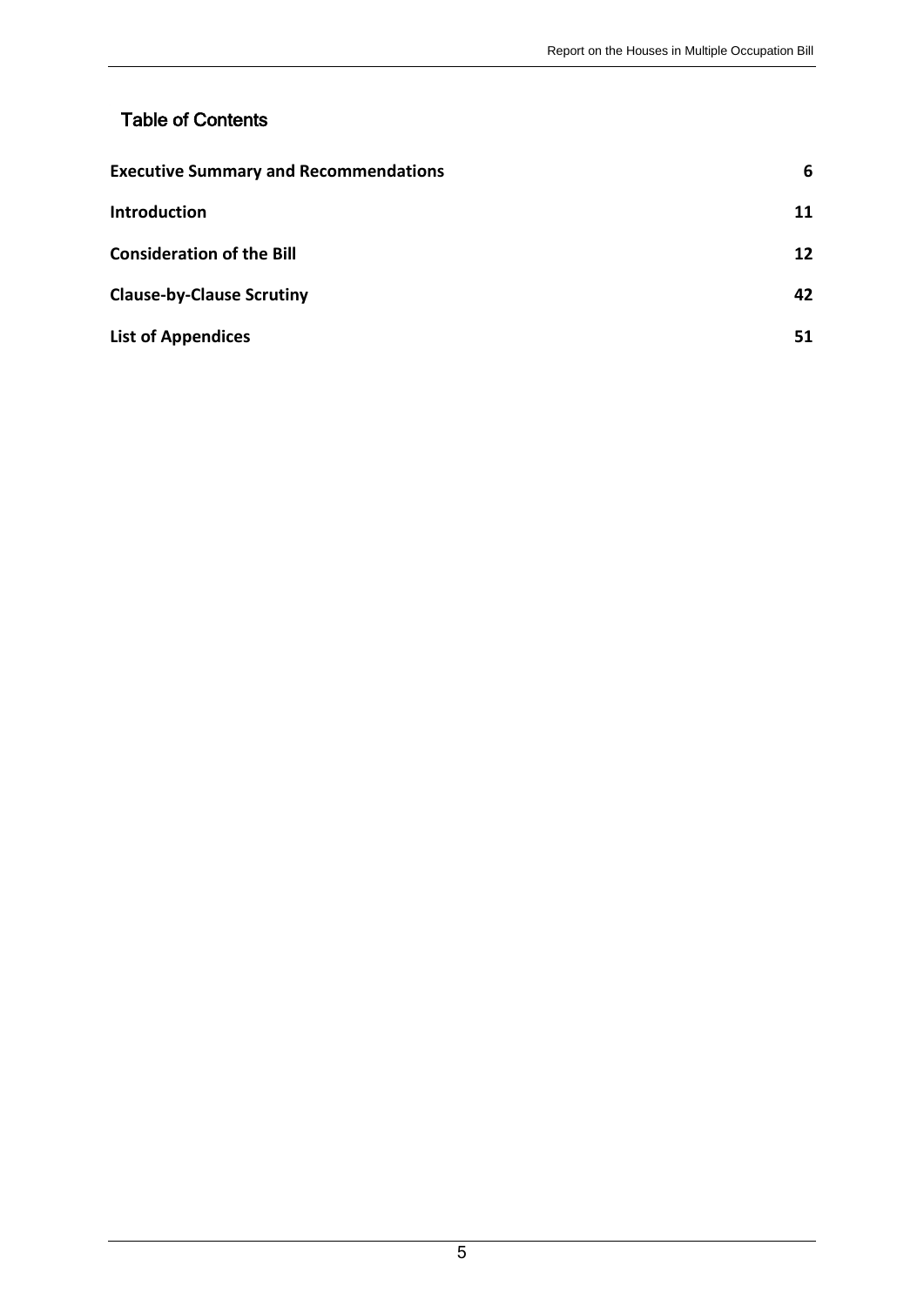## Table of Contents

| | |
|---|---|
| **Executive Summary and Recommendations** | **6** |
| **Introduction** | **11** |
| **Consideration of the Bill** | **12** |
| **Clause-by-Clause Scrutiny** | **42** |
| **List of Appendices** | **51** |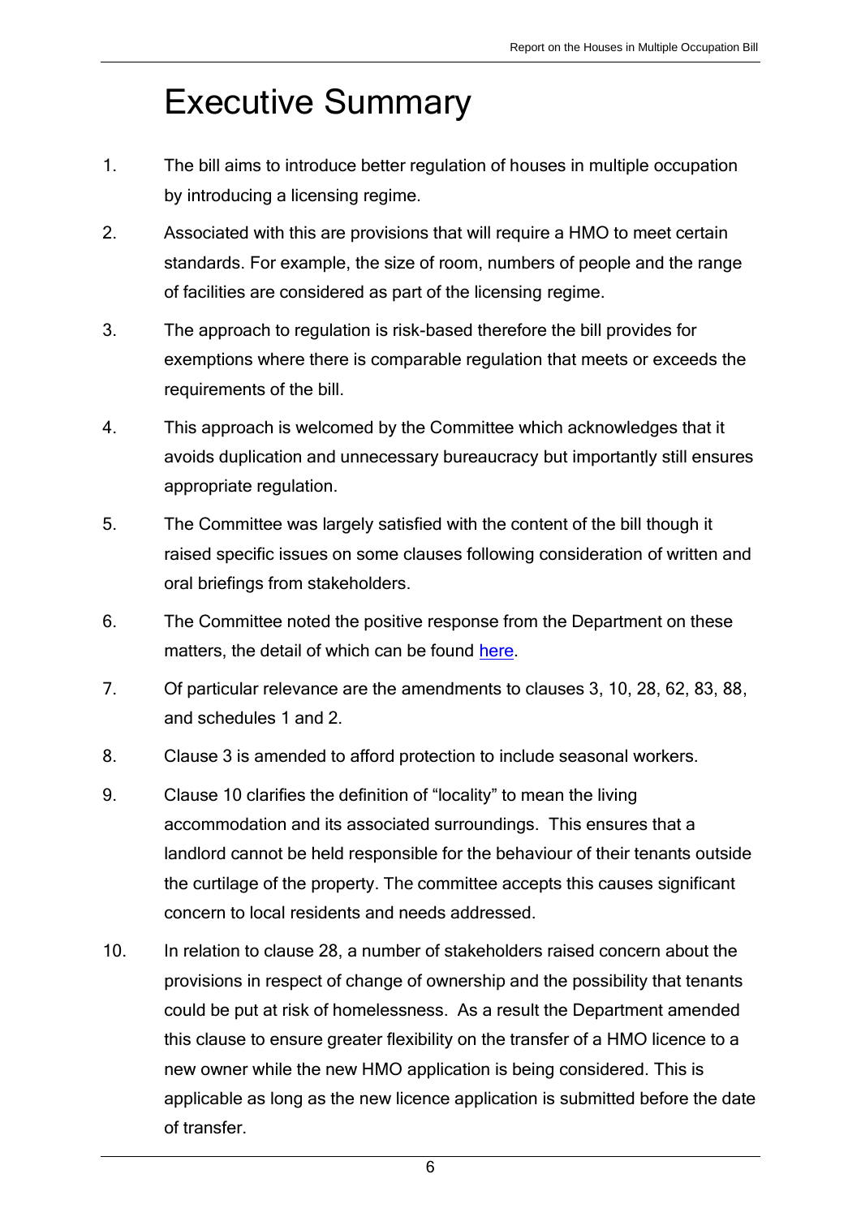# Executive Summary

1. The bill aims to introduce better regulation of houses in multiple occupation by introducing a licensing regime.

2. Associated with this are provisions that will require a HMO to meet certain standards. For example, the size of room, numbers of people and the range of facilities are considered as part of the licensing regime.

3. The approach to regulation is risk-based therefore the bill provides for exemptions where there is comparable regulation that meets or exceeds the requirements of the bill.

4. This approach is welcomed by the Committee which acknowledges that it avoids duplication and unnecessary bureaucracy but importantly still ensures appropriate regulation.

5. The Committee was largely satisfied with the content of the bill though it raised specific issues on some clauses following consideration of written and oral briefings from stakeholders.

6. The Committee noted the positive response from the Department on these matters, the detail of which can be found here.

7. Of particular relevance are the amendments to clauses 3, 10, 28, 62, 83, 88, and schedules 1 and 2.

8. Clause 3 is amended to afford protection to include seasonal workers.

9. Clause 10 clarifies the definition of "locality" to mean the living accommodation and its associated surroundings. This ensures that a landlord cannot be held responsible for the behaviour of their tenants outside the curtilage of the property. The committee accepts this causes significant concern to local residents and needs addressed.

10. In relation to clause 28, a number of stakeholders raised concern about the provisions in respect of change of ownership and the possibility that tenants could be put at risk of homelessness. As a result the Department amended this clause to ensure greater flexibility on the transfer of a HMO licence to a new owner while the new HMO application is being considered. This is applicable as long as the new licence application is submitted before the date of transfer.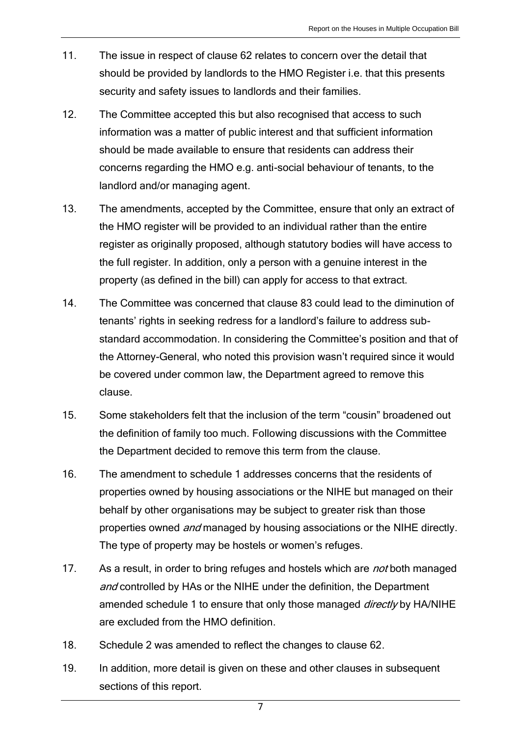11. The issue in respect of clause 62 relates to concern over the detail that should be provided by landlords to the HMO Register i.e. that this presents security and safety issues to landlords and their families.

12. The Committee accepted this but also recognised that access to such information was a matter of public interest and that sufficient information should be made available to ensure that residents can address their concerns regarding the HMO e.g. anti-social behaviour of tenants, to the landlord and/or managing agent.

13. The amendments, accepted by the Committee, ensure that only an extract of the HMO register will be provided to an individual rather than the entire register as originally proposed, although statutory bodies will have access to the full register. In addition, only a person with a genuine interest in the property (as defined in the bill) can apply for access to that extract.

14. The Committee was concerned that clause 83 could lead to the diminution of tenants' rights in seeking redress for a landlord's failure to address sub-standard accommodation. In considering the Committee's position and that of the Attorney-General, who noted this provision wasn't required since it would be covered under common law, the Department agreed to remove this clause.

15. Some stakeholders felt that the inclusion of the term "cousin" broadened out the definition of family too much. Following discussions with the Committee the Department decided to remove this term from the clause.

16. The amendment to schedule 1 addresses concerns that the residents of properties owned by housing associations or the NIHE but managed on their behalf by other organisations may be subject to greater risk than those properties owned *and* managed by housing associations or the NIHE directly. The type of property may be hostels or women's refuges.

17. As a result, in order to bring refuges and hostels which are *not* both managed *and* controlled by HAs or the NIHE under the definition, the Department amended schedule 1 to ensure that only those managed *directly* by HA/NIHE are excluded from the HMO definition.

18. Schedule 2 was amended to reflect the changes to clause 62.

19. In addition, more detail is given on these and other clauses in subsequent sections of this report.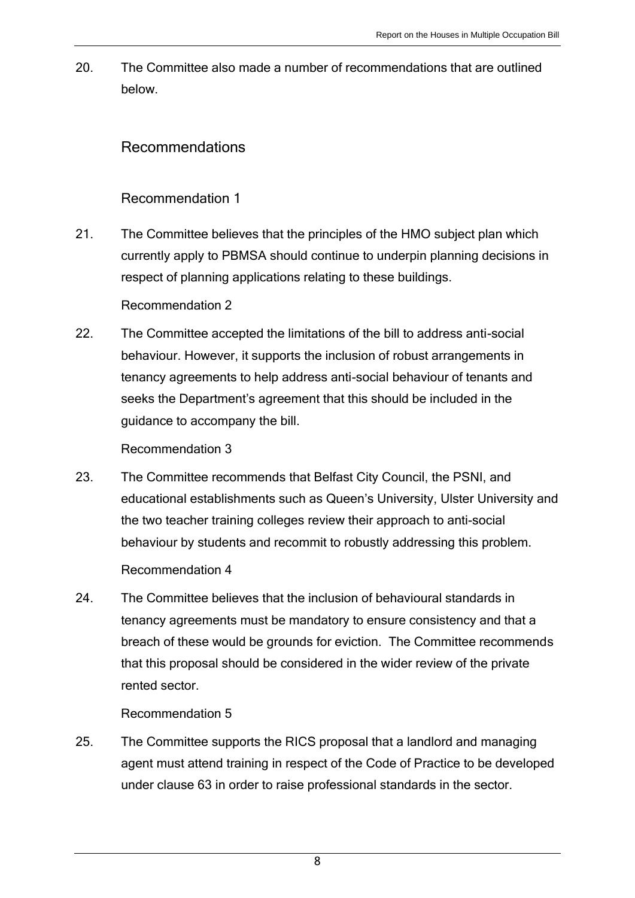20. The Committee also made a number of recommendations that are outlined below.

## Recommendations

### Recommendation 1

21. The Committee believes that the principles of the HMO subject plan which currently apply to PBMSA should continue to underpin planning decisions in respect of planning applications relating to these buildings.

### Recommendation 2

22. The Committee accepted the limitations of the bill to address anti-social behaviour. However, it supports the inclusion of robust arrangements in tenancy agreements to help address anti-social behaviour of tenants and seeks the Department's agreement that this should be included in the guidance to accompany the bill.

### Recommendation 3

23. The Committee recommends that Belfast City Council, the PSNI, and educational establishments such as Queen's University, Ulster University and the two teacher training colleges review their approach to anti-social behaviour by students and recommit to robustly addressing this problem.

### Recommendation 4

24. The Committee believes that the inclusion of behavioural standards in tenancy agreements must be mandatory to ensure consistency and that a breach of these would be grounds for eviction. The Committee recommends that this proposal should be considered in the wider review of the private rented sector.

### Recommendation 5

25. The Committee supports the RICS proposal that a landlord and managing agent must attend training in respect of the Code of Practice to be developed under clause 63 in order to raise professional standards in the sector.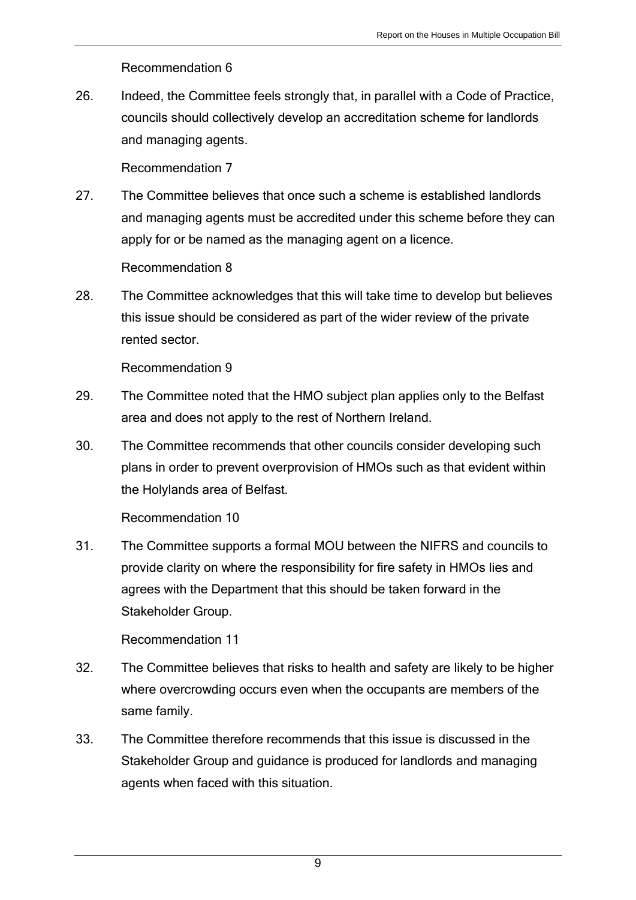Recommendation 6

26. Indeed, the Committee feels strongly that, in parallel with a Code of Practice, councils should collectively develop an accreditation scheme for landlords and managing agents.

Recommendation 7

27. The Committee believes that once such a scheme is established landlords and managing agents must be accredited under this scheme before they can apply for or be named as the managing agent on a licence.

Recommendation 8

28. The Committee acknowledges that this will take time to develop but believes this issue should be considered as part of the wider review of the private rented sector.

Recommendation 9

29. The Committee noted that the HMO subject plan applies only to the Belfast area and does not apply to the rest of Northern Ireland.

30. The Committee recommends that other councils consider developing such plans in order to prevent overprovision of HMOs such as that evident within the Holylands area of Belfast.

Recommendation 10

31. The Committee supports a formal MOU between the NIFRS and councils to provide clarity on where the responsibility for fire safety in HMOs lies and agrees with the Department that this should be taken forward in the Stakeholder Group.

Recommendation 11

32. The Committee believes that risks to health and safety are likely to be higher where overcrowding occurs even when the occupants are members of the same family.

33. The Committee therefore recommends that this issue is discussed in the Stakeholder Group and guidance is produced for landlords and managing agents when faced with this situation.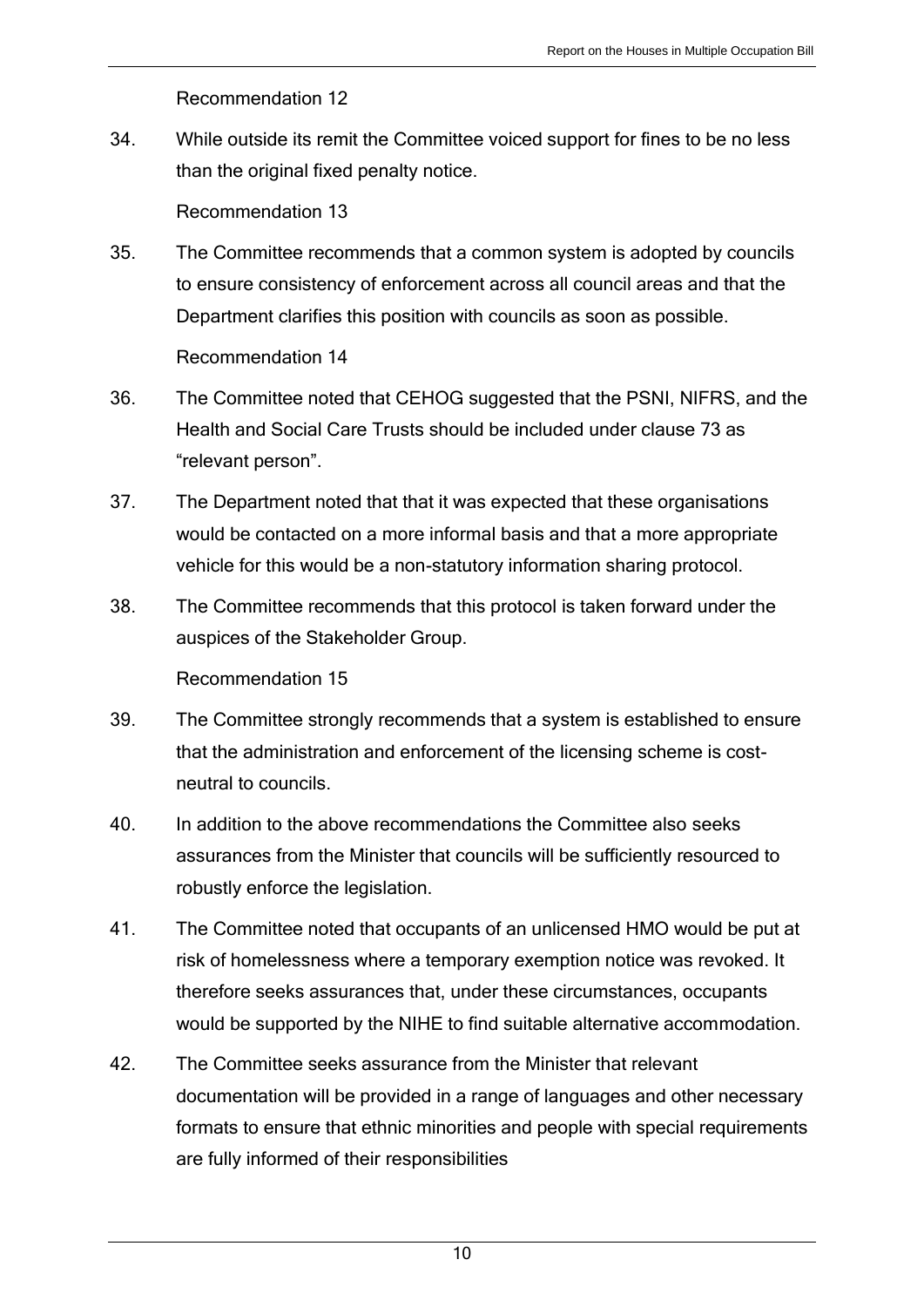Recommendation 12

34. While outside its remit the Committee voiced support for fines to be no less than the original fixed penalty notice.

Recommendation 13

35. The Committee recommends that a common system is adopted by councils to ensure consistency of enforcement across all council areas and that the Department clarifies this position with councils as soon as possible.

Recommendation 14

36. The Committee noted that CEHOG suggested that the PSNI, NIFRS, and the Health and Social Care Trusts should be included under clause 73 as "relevant person".

37. The Department noted that that it was expected that these organisations would be contacted on a more informal basis and that a more appropriate vehicle for this would be a non-statutory information sharing protocol.

38. The Committee recommends that this protocol is taken forward under the auspices of the Stakeholder Group.

Recommendation 15

39. The Committee strongly recommends that a system is established to ensure that the administration and enforcement of the licensing scheme is cost-neutral to councils.

40. In addition to the above recommendations the Committee also seeks assurances from the Minister that councils will be sufficiently resourced to robustly enforce the legislation.

41. The Committee noted that occupants of an unlicensed HMO would be put at risk of homelessness where a temporary exemption notice was revoked. It therefore seeks assurances that, under these circumstances, occupants would be supported by the NIHE to find suitable alternative accommodation.

42. The Committee seeks assurance from the Minister that relevant documentation will be provided in a range of languages and other necessary formats to ensure that ethnic minorities and people with special requirements are fully informed of their responsibilities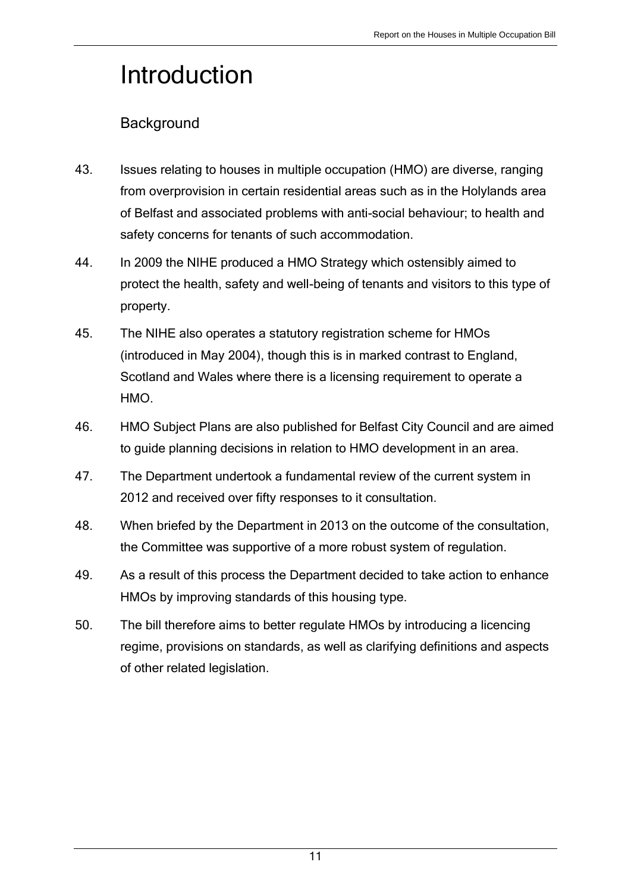# Introduction

## Background

43. Issues relating to houses in multiple occupation (HMO) are diverse, ranging from overprovision in certain residential areas such as in the Holylands area of Belfast and associated problems with anti-social behaviour; to health and safety concerns for tenants of such accommodation.

44. In 2009 the NIHE produced a HMO Strategy which ostensibly aimed to protect the health, safety and well-being of tenants and visitors to this type of property.

45. The NIHE also operates a statutory registration scheme for HMOs (introduced in May 2004), though this is in marked contrast to England, Scotland and Wales where there is a licensing requirement to operate a HMO.

46. HMO Subject Plans are also published for Belfast City Council and are aimed to guide planning decisions in relation to HMO development in an area.

47. The Department undertook a fundamental review of the current system in 2012 and received over fifty responses to it consultation.

48. When briefed by the Department in 2013 on the outcome of the consultation, the Committee was supportive of a more robust system of regulation.

49. As a result of this process the Department decided to take action to enhance HMOs by improving standards of this housing type.

50. The bill therefore aims to better regulate HMOs by introducing a licencing regime, provisions on standards, as well as clarifying definitions and aspects of other related legislation.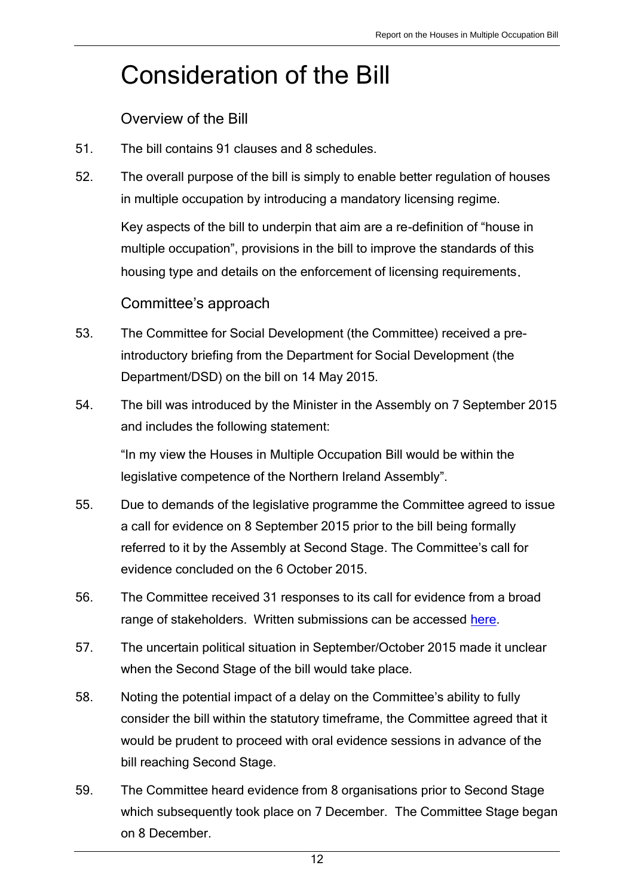# Consideration of the Bill

## Overview of the Bill

51. The bill contains 91 clauses and 8 schedules.

52. The overall purpose of the bill is simply to enable better regulation of houses in multiple occupation by introducing a mandatory licensing regime.

    Key aspects of the bill to underpin that aim are a re-definition of "house in multiple occupation", provisions in the bill to improve the standards of this housing type and details on the enforcement of licensing requirements.

## Committee's approach

53. The Committee for Social Development (the Committee) received a pre-introductory briefing from the Department for Social Development (the Department/DSD) on the bill on 14 May 2015.

54. The bill was introduced by the Minister in the Assembly on 7 September 2015 and includes the following statement:

    "In my view the Houses in Multiple Occupation Bill would be within the legislative competence of the Northern Ireland Assembly".

55. Due to demands of the legislative programme the Committee agreed to issue a call for evidence on 8 September 2015 prior to the bill being formally referred to it by the Assembly at Second Stage. The Committee's call for evidence concluded on the 6 October 2015.

56. The Committee received 31 responses to its call for evidence from a broad range of stakeholders. Written submissions can be accessed here.

57. The uncertain political situation in September/October 2015 made it unclear when the Second Stage of the bill would take place.

58. Noting the potential impact of a delay on the Committee's ability to fully consider the bill within the statutory timeframe, the Committee agreed that it would be prudent to proceed with oral evidence sessions in advance of the bill reaching Second Stage.

59. The Committee heard evidence from 8 organisations prior to Second Stage which subsequently took place on 7 December. The Committee Stage began on 8 December.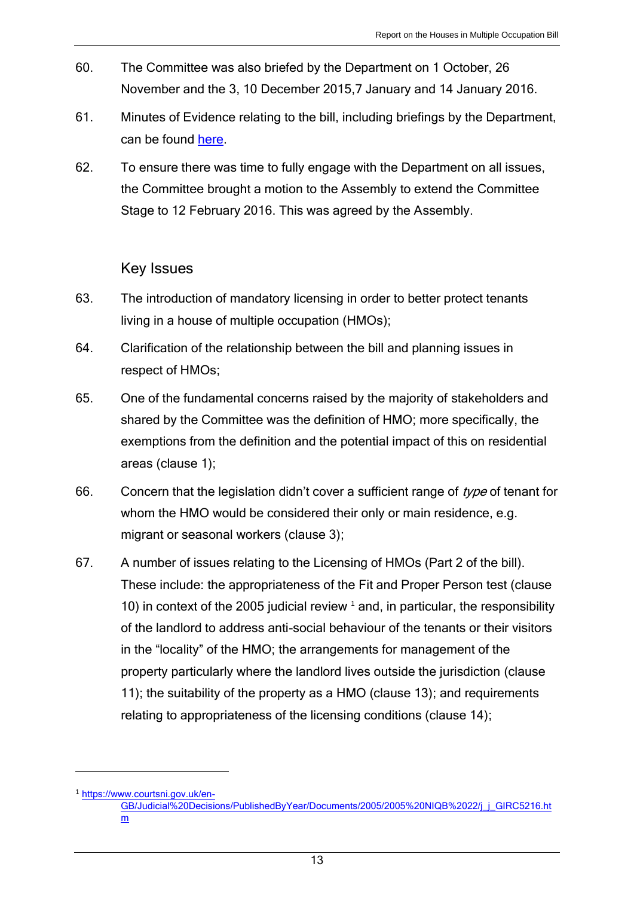60. The Committee was also briefed by the Department on 1 October, 26 November and the 3, 10 December 2015,7 January and 14 January 2016.

61. Minutes of Evidence relating to the bill, including briefings by the Department, can be found here.

62. To ensure there was time to fully engage with the Department on all issues, the Committee brought a motion to the Assembly to extend the Committee Stage to 12 February 2016. This was agreed by the Assembly.

## Key Issues

63. The introduction of mandatory licensing in order to better protect tenants living in a house of multiple occupation (HMOs);

64. Clarification of the relationship between the bill and planning issues in respect of HMOs;

65. One of the fundamental concerns raised by the majority of stakeholders and shared by the Committee was the definition of HMO; more specifically, the exemptions from the definition and the potential impact of this on residential areas (clause 1);

66. Concern that the legislation didn't cover a sufficient range of *type* of tenant for whom the HMO would be considered their only or main residence, e.g. migrant or seasonal workers (clause 3);

67. A number of issues relating to the Licensing of HMOs (Part 2 of the bill). These include: the appropriateness of the Fit and Proper Person test (clause 10) in context of the 2005 judicial review [1] and, in particular, the responsibility of the landlord to address anti-social behaviour of the tenants or their visitors in the "locality" of the HMO; the arrangements for management of the property particularly where the landlord lives outside the jurisdiction (clause 11); the suitability of the property as a HMO (clause 13); and requirements relating to appropriateness of the licensing conditions (clause 14);

---

[1] https://www.courtsni.gov.uk/en-GB/Judicial%20Decisions/PublishedByYear/Documents/2005/2005%20NIQB%2022/j_j_GIRC5216.htm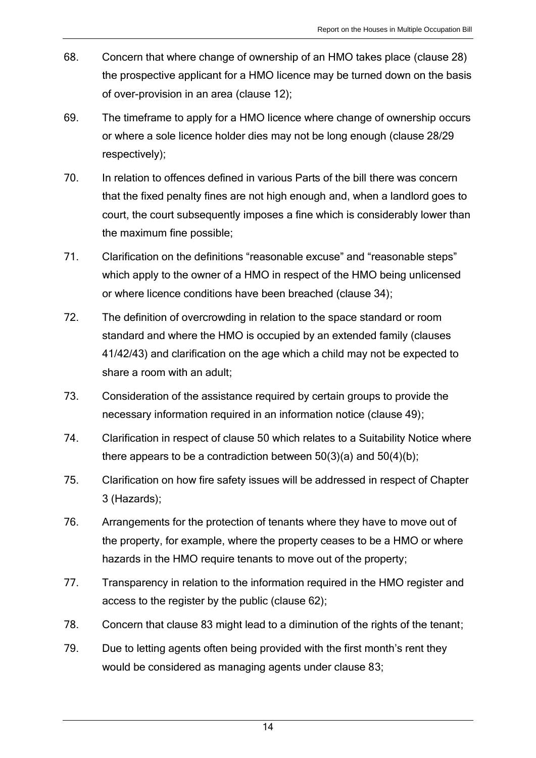68. Concern that where change of ownership of an HMO takes place (clause 28) the prospective applicant for a HMO licence may be turned down on the basis of over-provision in an area (clause 12);

69. The timeframe to apply for a HMO licence where change of ownership occurs or where a sole licence holder dies may not be long enough (clause 28/29 respectively);

70. In relation to offences defined in various Parts of the bill there was concern that the fixed penalty fines are not high enough and, when a landlord goes to court, the court subsequently imposes a fine which is considerably lower than the maximum fine possible;

71. Clarification on the definitions "reasonable excuse" and "reasonable steps" which apply to the owner of a HMO in respect of the HMO being unlicensed or where licence conditions have been breached (clause 34);

72. The definition of overcrowding in relation to the space standard or room standard and where the HMO is occupied by an extended family (clauses 41/42/43) and clarification on the age which a child may not be expected to share a room with an adult;

73. Consideration of the assistance required by certain groups to provide the necessary information required in an information notice (clause 49);

74. Clarification in respect of clause 50 which relates to a Suitability Notice where there appears to be a contradiction between 50(3)(a) and 50(4)(b);

75. Clarification on how fire safety issues will be addressed in respect of Chapter 3 (Hazards);

76. Arrangements for the protection of tenants where they have to move out of the property, for example, where the property ceases to be a HMO or where hazards in the HMO require tenants to move out of the property;

77. Transparency in relation to the information required in the HMO register and access to the register by the public (clause 62);

78. Concern that clause 83 might lead to a diminution of the rights of the tenant;

79. Due to letting agents often being provided with the first month's rent they would be considered as managing agents under clause 83;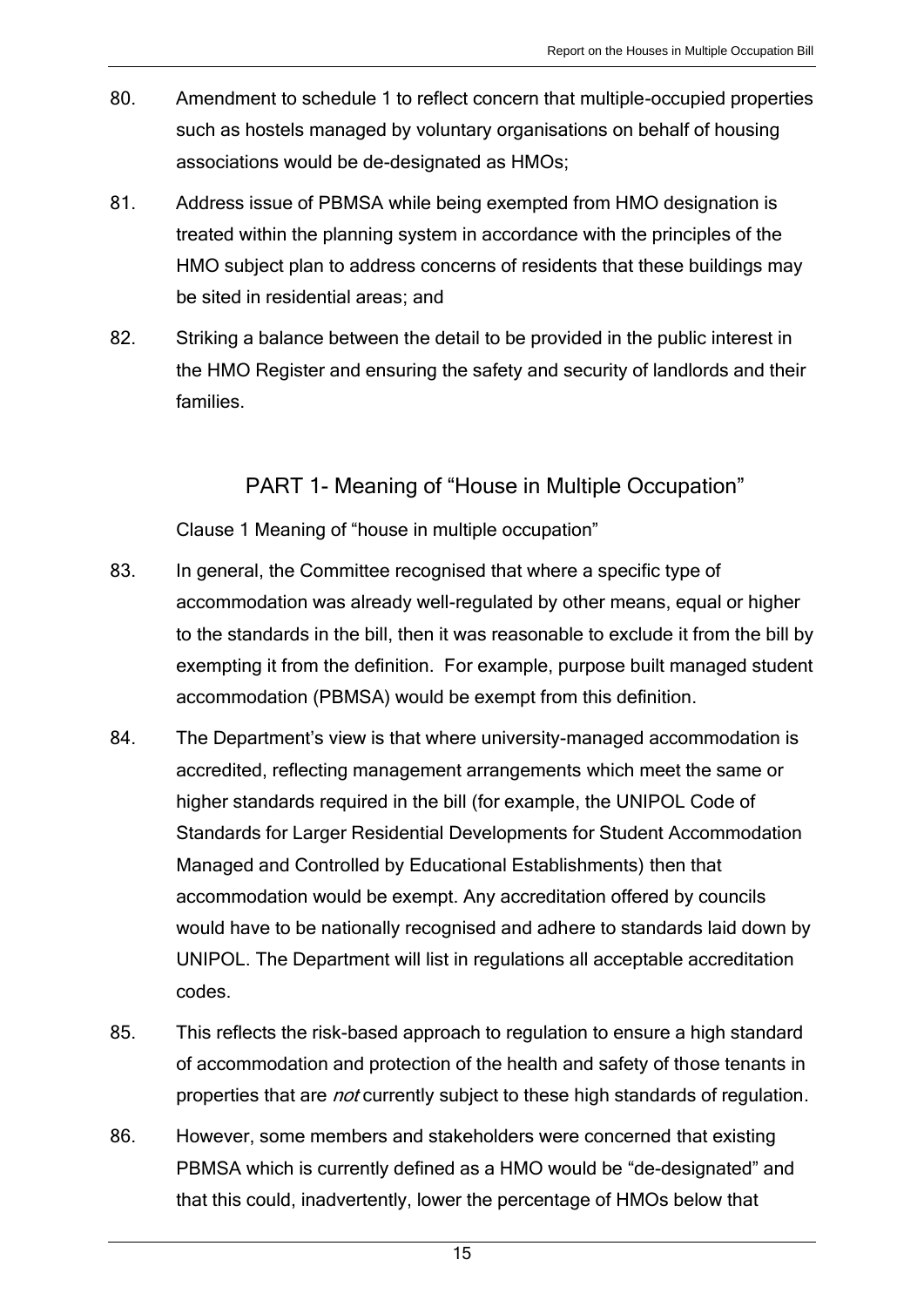80. Amendment to schedule 1 to reflect concern that multiple-occupied properties such as hostels managed by voluntary organisations on behalf of housing associations would be de-designated as HMOs;

81. Address issue of PBMSA while being exempted from HMO designation is treated within the planning system in accordance with the principles of the HMO subject plan to address concerns of residents that these buildings may be sited in residential areas; and

82. Striking a balance between the detail to be provided in the public interest in the HMO Register and ensuring the safety and security of landlords and their families.

## PART 1- Meaning of “House in Multiple Occupation”

Clause 1 Meaning of “house in multiple occupation”

83. In general, the Committee recognised that where a specific type of accommodation was already well-regulated by other means, equal or higher to the standards in the bill, then it was reasonable to exclude it from the bill by exempting it from the definition. For example, purpose built managed student accommodation (PBMSA) would be exempt from this definition.

84. The Department’s view is that where university-managed accommodation is accredited, reflecting management arrangements which meet the same or higher standards required in the bill (for example, the UNIPOL Code of Standards for Larger Residential Developments for Student Accommodation Managed and Controlled by Educational Establishments) then that accommodation would be exempt. Any accreditation offered by councils would have to be nationally recognised and adhere to standards laid down by UNIPOL. The Department will list in regulations all acceptable accreditation codes.

85. This reflects the risk-based approach to regulation to ensure a high standard of accommodation and protection of the health and safety of those tenants in properties that are *not* currently subject to these high standards of regulation.

86. However, some members and stakeholders were concerned that existing PBMSA which is currently defined as a HMO would be “de-designated” and that this could, inadvertently, lower the percentage of HMOs below that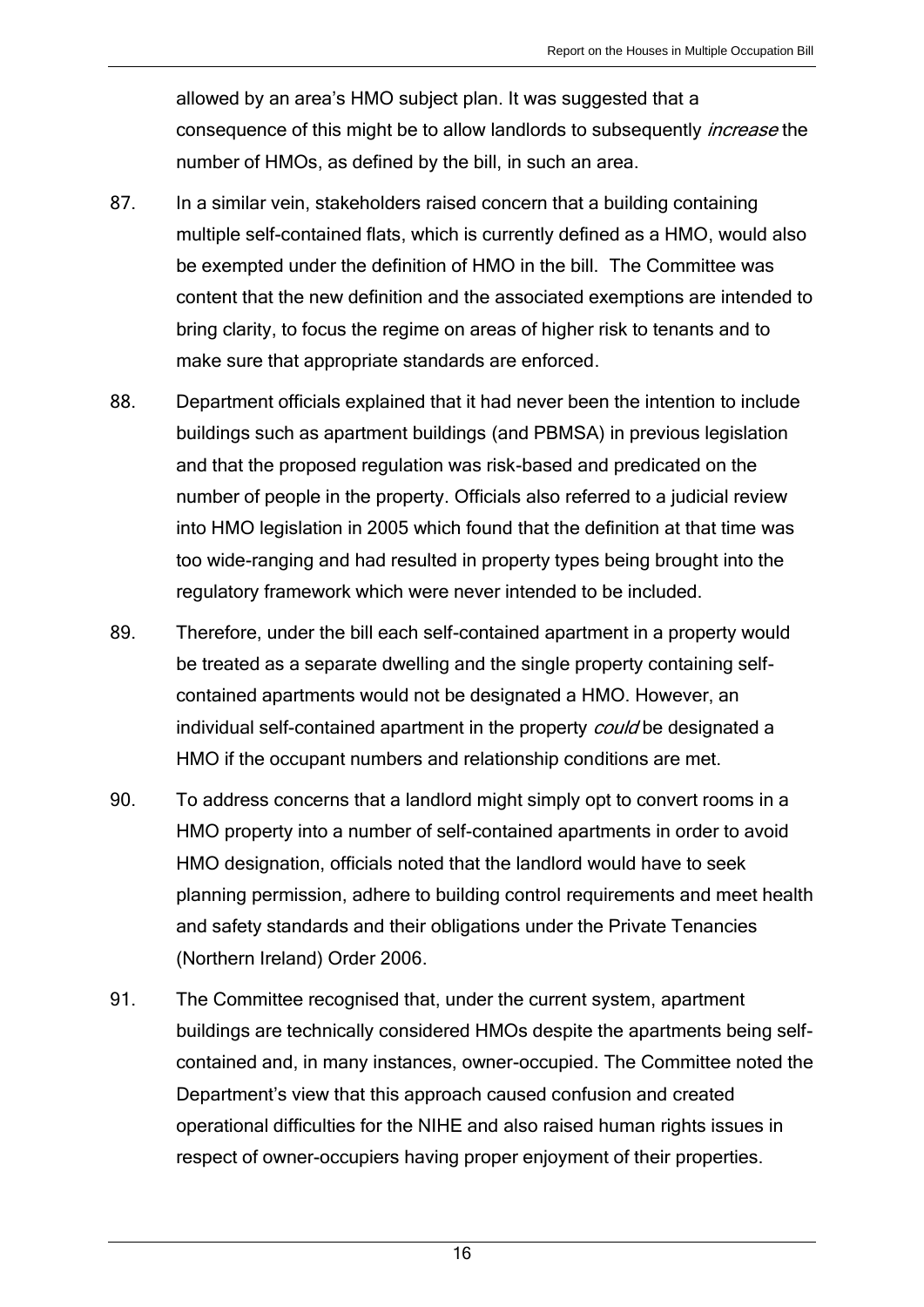allowed by an area's HMO subject plan. It was suggested that a consequence of this might be to allow landlords to subsequently *increase* the number of HMOs, as defined by the bill, in such an area.

87. In a similar vein, stakeholders raised concern that a building containing multiple self-contained flats, which is currently defined as a HMO, would also be exempted under the definition of HMO in the bill. The Committee was content that the new definition and the associated exemptions are intended to bring clarity, to focus the regime on areas of higher risk to tenants and to make sure that appropriate standards are enforced.

88. Department officials explained that it had never been the intention to include buildings such as apartment buildings (and PBMSA) in previous legislation and that the proposed regulation was risk-based and predicated on the number of people in the property. Officials also referred to a judicial review into HMO legislation in 2005 which found that the definition at that time was too wide-ranging and had resulted in property types being brought into the regulatory framework which were never intended to be included.

89. Therefore, under the bill each self-contained apartment in a property would be treated as a separate dwelling and the single property containing self-contained apartments would not be designated a HMO. However, an individual self-contained apartment in the property *could* be designated a HMO if the occupant numbers and relationship conditions are met.

90. To address concerns that a landlord might simply opt to convert rooms in a HMO property into a number of self-contained apartments in order to avoid HMO designation, officials noted that the landlord would have to seek planning permission, adhere to building control requirements and meet health and safety standards and their obligations under the Private Tenancies (Northern Ireland) Order 2006.

91. The Committee recognised that, under the current system, apartment buildings are technically considered HMOs despite the apartments being self-contained and, in many instances, owner-occupied. The Committee noted the Department's view that this approach caused confusion and created operational difficulties for the NIHE and also raised human rights issues in respect of owner-occupiers having proper enjoyment of their properties.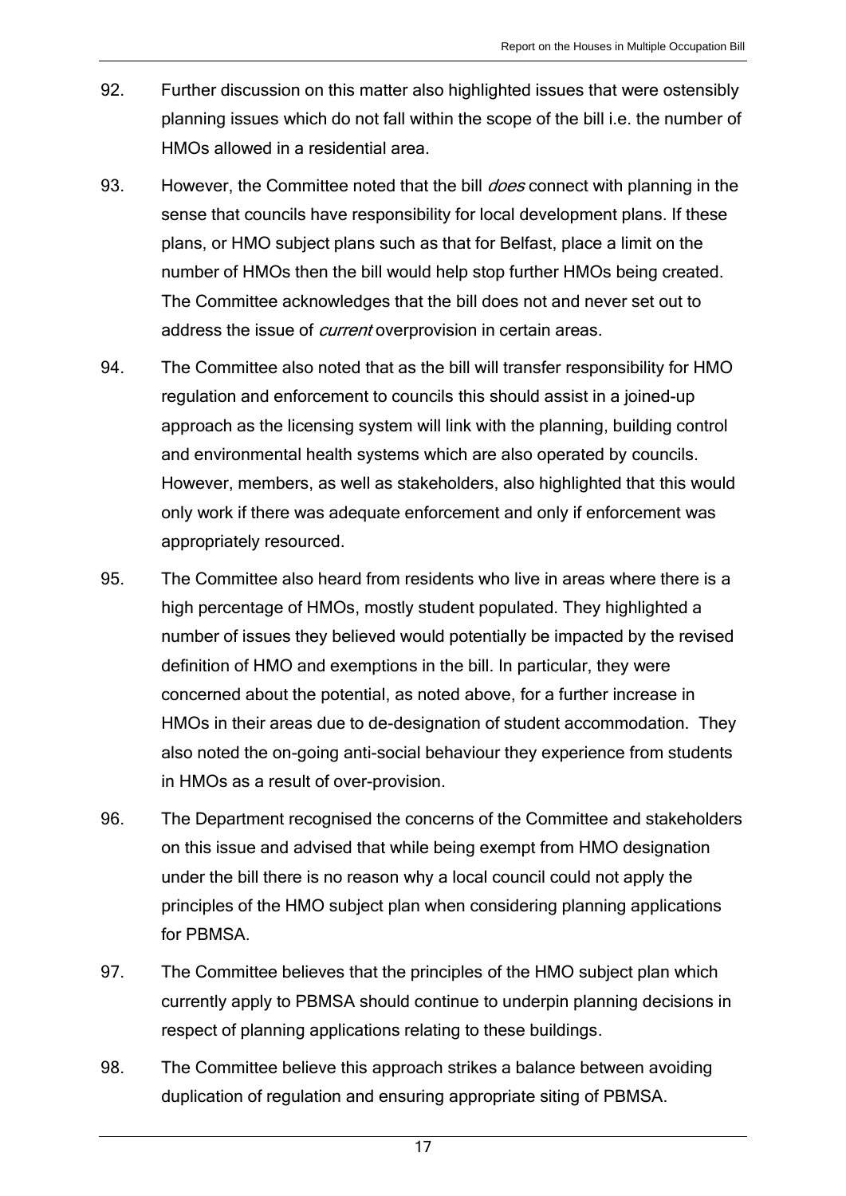92. Further discussion on this matter also highlighted issues that were ostensibly planning issues which do not fall within the scope of the bill i.e. the number of HMOs allowed in a residential area.

93. However, the Committee noted that the bill *does* connect with planning in the sense that councils have responsibility for local development plans. If these plans, or HMO subject plans such as that for Belfast, place a limit on the number of HMOs then the bill would help stop further HMOs being created. The Committee acknowledges that the bill does not and never set out to address the issue of *current* overprovision in certain areas.

94. The Committee also noted that as the bill will transfer responsibility for HMO regulation and enforcement to councils this should assist in a joined-up approach as the licensing system will link with the planning, building control and environmental health systems which are also operated by councils. However, members, as well as stakeholders, also highlighted that this would only work if there was adequate enforcement and only if enforcement was appropriately resourced.

95. The Committee also heard from residents who live in areas where there is a high percentage of HMOs, mostly student populated. They highlighted a number of issues they believed would potentially be impacted by the revised definition of HMO and exemptions in the bill. In particular, they were concerned about the potential, as noted above, for a further increase in HMOs in their areas due to de-designation of student accommodation. They also noted the on-going anti-social behaviour they experience from students in HMOs as a result of over-provision.

96. The Department recognised the concerns of the Committee and stakeholders on this issue and advised that while being exempt from HMO designation under the bill there is no reason why a local council could not apply the principles of the HMO subject plan when considering planning applications for PBMSA.

97. The Committee believes that the principles of the HMO subject plan which currently apply to PBMSA should continue to underpin planning decisions in respect of planning applications relating to these buildings.

98. The Committee believe this approach strikes a balance between avoiding duplication of regulation and ensuring appropriate siting of PBMSA.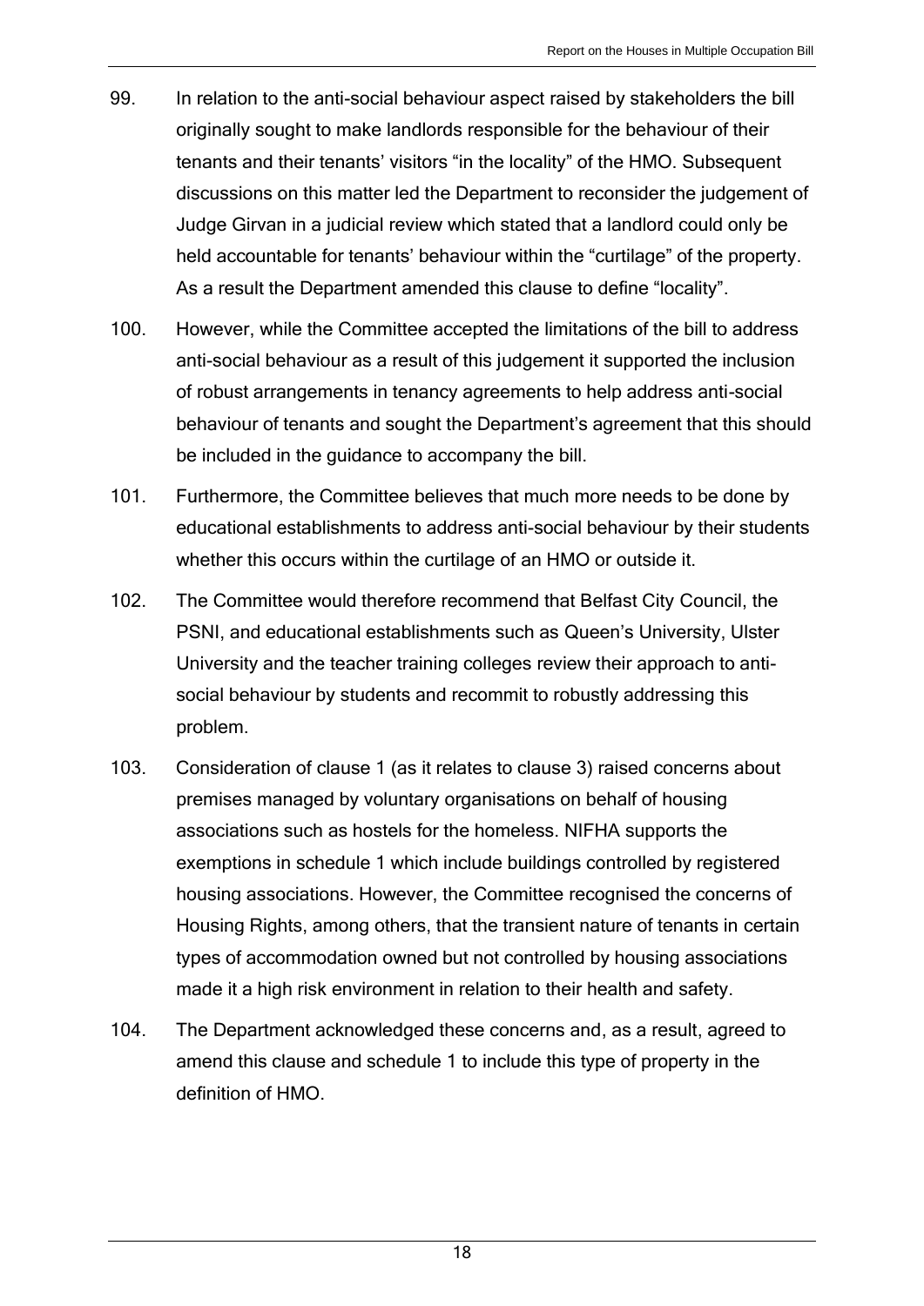99. In relation to the anti-social behaviour aspect raised by stakeholders the bill originally sought to make landlords responsible for the behaviour of their tenants and their tenants' visitors "in the locality" of the HMO. Subsequent discussions on this matter led the Department to reconsider the judgement of Judge Girvan in a judicial review which stated that a landlord could only be held accountable for tenants' behaviour within the "curtilage" of the property. As a result the Department amended this clause to define "locality".

100. However, while the Committee accepted the limitations of the bill to address anti-social behaviour as a result of this judgement it supported the inclusion of robust arrangements in tenancy agreements to help address anti-social behaviour of tenants and sought the Department's agreement that this should be included in the guidance to accompany the bill.

101. Furthermore, the Committee believes that much more needs to be done by educational establishments to address anti-social behaviour by their students whether this occurs within the curtilage of an HMO or outside it.

102. The Committee would therefore recommend that Belfast City Council, the PSNI, and educational establishments such as Queen's University, Ulster University and the teacher training colleges review their approach to anti-social behaviour by students and recommit to robustly addressing this problem.

103. Consideration of clause 1 (as it relates to clause 3) raised concerns about premises managed by voluntary organisations on behalf of housing associations such as hostels for the homeless. NIFHA supports the exemptions in schedule 1 which include buildings controlled by registered housing associations. However, the Committee recognised the concerns of Housing Rights, among others, that the transient nature of tenants in certain types of accommodation owned but not controlled by housing associations made it a high risk environment in relation to their health and safety.

104. The Department acknowledged these concerns and, as a result, agreed to amend this clause and schedule 1 to include this type of property in the definition of HMO.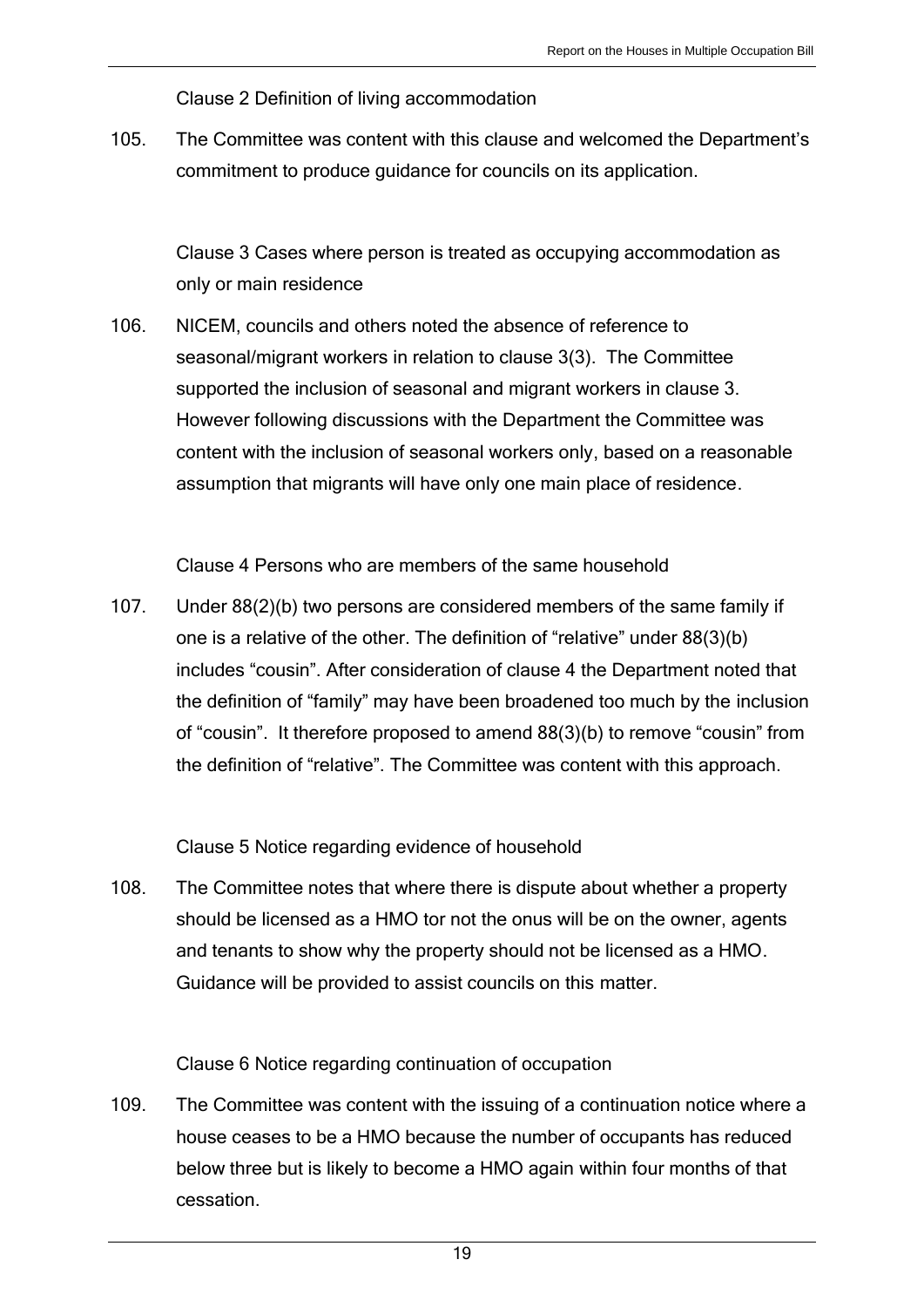Clause 2 Definition of living accommodation

105. The Committee was content with this clause and welcomed the Department's commitment to produce guidance for councils on its application.

Clause 3 Cases where person is treated as occupying accommodation as only or main residence

106. NICEM, councils and others noted the absence of reference to seasonal/migrant workers in relation to clause 3(3). The Committee supported the inclusion of seasonal and migrant workers in clause 3. However following discussions with the Department the Committee was content with the inclusion of seasonal workers only, based on a reasonable assumption that migrants will have only one main place of residence.

Clause 4 Persons who are members of the same household

107. Under 88(2)(b) two persons are considered members of the same family if one is a relative of the other. The definition of "relative" under 88(3)(b) includes "cousin". After consideration of clause 4 the Department noted that the definition of "family" may have been broadened too much by the inclusion of "cousin". It therefore proposed to amend 88(3)(b) to remove "cousin" from the definition of "relative". The Committee was content with this approach.

Clause 5 Notice regarding evidence of household

108. The Committee notes that where there is dispute about whether a property should be licensed as a HMO tor not the onus will be on the owner, agents and tenants to show why the property should not be licensed as a HMO. Guidance will be provided to assist councils on this matter.

Clause 6 Notice regarding continuation of occupation

109. The Committee was content with the issuing of a continuation notice where a house ceases to be a HMO because the number of occupants has reduced below three but is likely to become a HMO again within four months of that cessation.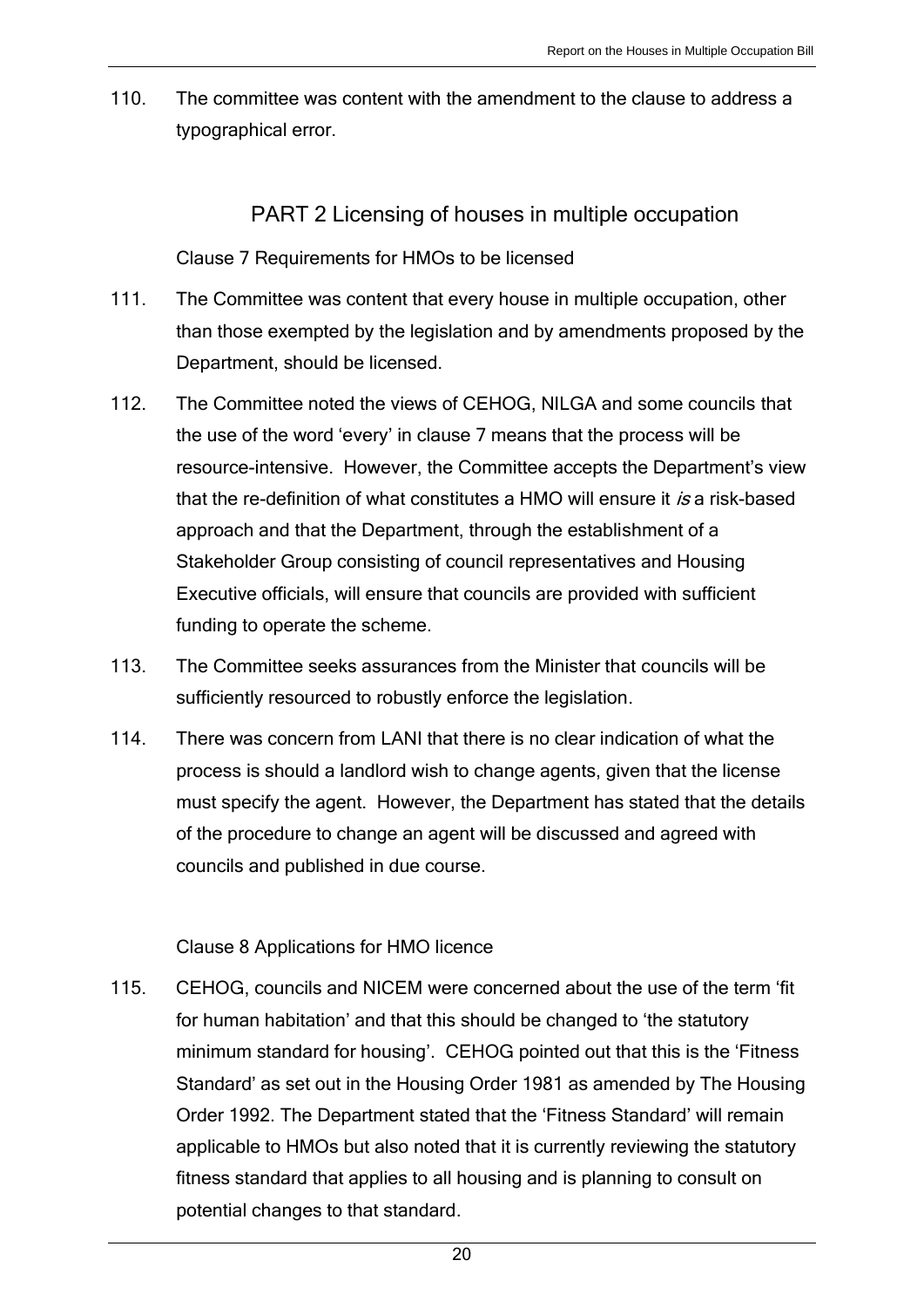110. The committee was content with the amendment to the clause to address a typographical error.

## PART 2 Licensing of houses in multiple occupation

### Clause 7 Requirements for HMOs to be licensed

111. The Committee was content that every house in multiple occupation, other than those exempted by the legislation and by amendments proposed by the Department, should be licensed.

112. The Committee noted the views of CEHOG, NILGA and some councils that the use of the word 'every' in clause 7 means that the process will be resource-intensive. However, the Committee accepts the Department's view that the re-definition of what constitutes a HMO will ensure it *is* a risk-based approach and that the Department, through the establishment of a Stakeholder Group consisting of council representatives and Housing Executive officials, will ensure that councils are provided with sufficient funding to operate the scheme.

113. The Committee seeks assurances from the Minister that councils will be sufficiently resourced to robustly enforce the legislation.

114. There was concern from LANI that there is no clear indication of what the process is should a landlord wish to change agents, given that the license must specify the agent. However, the Department has stated that the details of the procedure to change an agent will be discussed and agreed with councils and published in due course.

### Clause 8 Applications for HMO licence

115. CEHOG, councils and NICEM were concerned about the use of the term 'fit for human habitation' and that this should be changed to 'the statutory minimum standard for housing'. CEHOG pointed out that this is the 'Fitness Standard' as set out in the Housing Order 1981 as amended by The Housing Order 1992. The Department stated that the 'Fitness Standard' will remain applicable to HMOs but also noted that it is currently reviewing the statutory fitness standard that applies to all housing and is planning to consult on potential changes to that standard.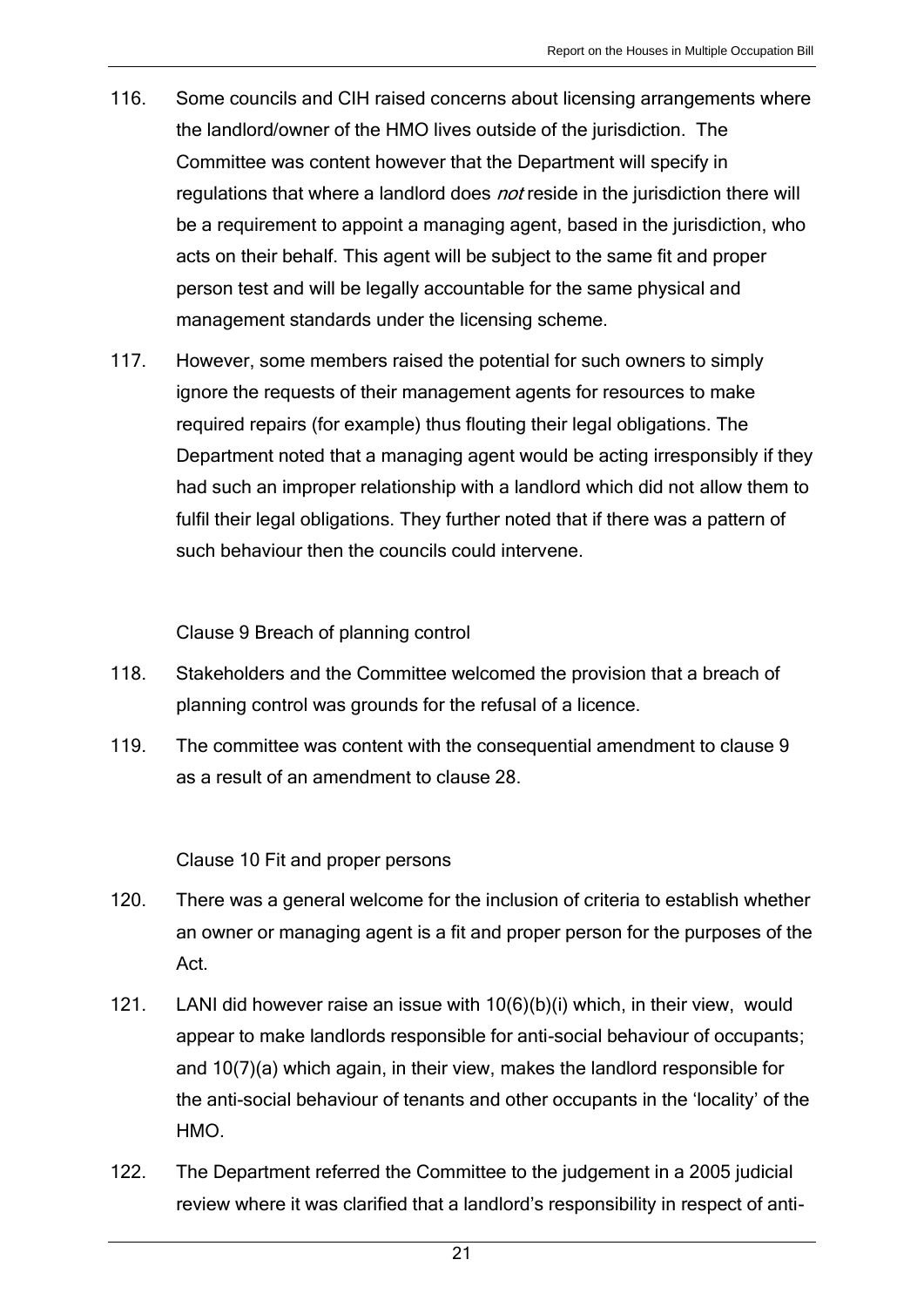116. Some councils and CIH raised concerns about licensing arrangements where the landlord/owner of the HMO lives outside of the jurisdiction. The Committee was content however that the Department will specify in regulations that where a landlord does *not* reside in the jurisdiction there will be a requirement to appoint a managing agent, based in the jurisdiction, who acts on their behalf. This agent will be subject to the same fit and proper person test and will be legally accountable for the same physical and management standards under the licensing scheme.

117. However, some members raised the potential for such owners to simply ignore the requests of their management agents for resources to make required repairs (for example) thus flouting their legal obligations. The Department noted that a managing agent would be acting irresponsibly if they had such an improper relationship with a landlord which did not allow them to fulfil their legal obligations. They further noted that if there was a pattern of such behaviour then the councils could intervene.

### Clause 9 Breach of planning control

118. Stakeholders and the Committee welcomed the provision that a breach of planning control was grounds for the refusal of a licence.

119. The committee was content with the consequential amendment to clause 9 as a result of an amendment to clause 28.

### Clause 10 Fit and proper persons

120. There was a general welcome for the inclusion of criteria to establish whether an owner or managing agent is a fit and proper person for the purposes of the Act.

121. LANI did however raise an issue with 10(6)(b)(i) which, in their view, would appear to make landlords responsible for anti-social behaviour of occupants; and 10(7)(a) which again, in their view, makes the landlord responsible for the anti-social behaviour of tenants and other occupants in the 'locality' of the HMO.

122. The Department referred the Committee to the judgement in a 2005 judicial review where it was clarified that a landlord's responsibility in respect of anti-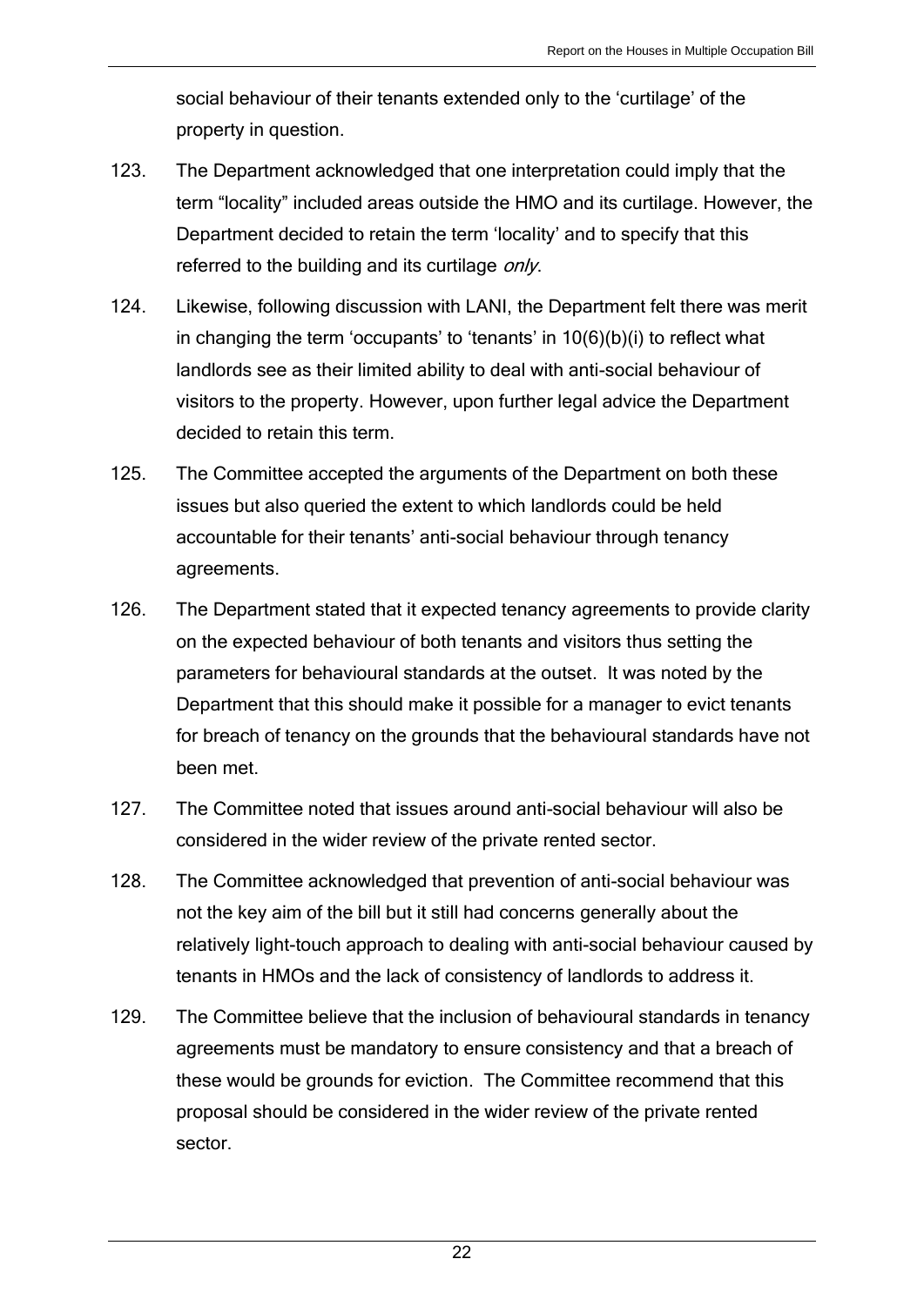social behaviour of their tenants extended only to the 'curtilage' of the property in question.

123. The Department acknowledged that one interpretation could imply that the term "locality" included areas outside the HMO and its curtilage. However, the Department decided to retain the term 'locality' and to specify that this referred to the building and its curtilage *only*.

124. Likewise, following discussion with LANI, the Department felt there was merit in changing the term 'occupants' to 'tenants' in 10(6)(b)(i) to reflect what landlords see as their limited ability to deal with anti-social behaviour of visitors to the property. However, upon further legal advice the Department decided to retain this term.

125. The Committee accepted the arguments of the Department on both these issues but also queried the extent to which landlords could be held accountable for their tenants' anti-social behaviour through tenancy agreements.

126. The Department stated that it expected tenancy agreements to provide clarity on the expected behaviour of both tenants and visitors thus setting the parameters for behavioural standards at the outset. It was noted by the Department that this should make it possible for a manager to evict tenants for breach of tenancy on the grounds that the behavioural standards have not been met.

127. The Committee noted that issues around anti-social behaviour will also be considered in the wider review of the private rented sector.

128. The Committee acknowledged that prevention of anti-social behaviour was not the key aim of the bill but it still had concerns generally about the relatively light-touch approach to dealing with anti-social behaviour caused by tenants in HMOs and the lack of consistency of landlords to address it.

129. The Committee believe that the inclusion of behavioural standards in tenancy agreements must be mandatory to ensure consistency and that a breach of these would be grounds for eviction. The Committee recommend that this proposal should be considered in the wider review of the private rented sector.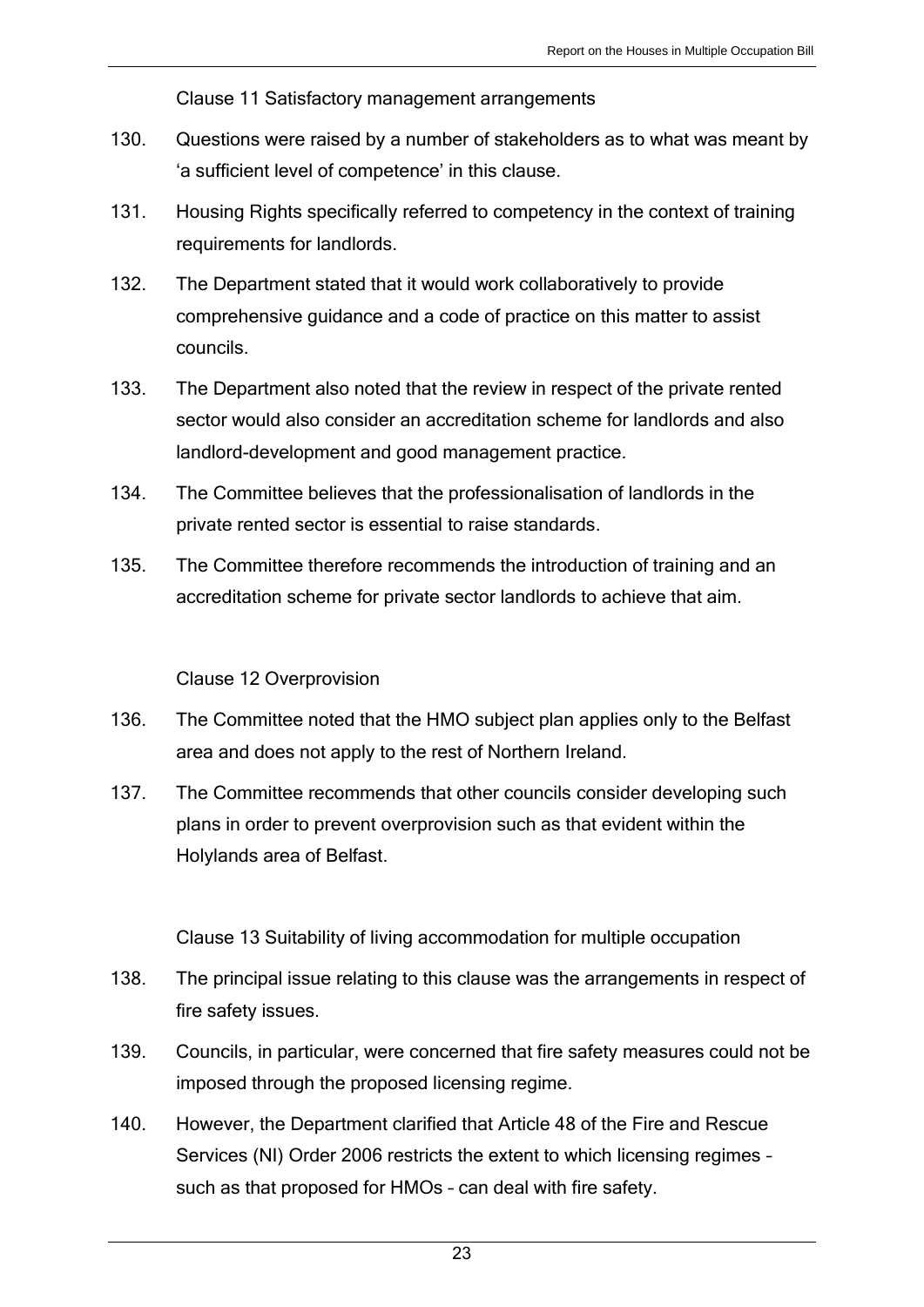### Clause 11 Satisfactory management arrangements

130. Questions were raised by a number of stakeholders as to what was meant by 'a sufficient level of competence' in this clause.

131. Housing Rights specifically referred to competency in the context of training requirements for landlords.

132. The Department stated that it would work collaboratively to provide comprehensive guidance and a code of practice on this matter to assist councils.

133. The Department also noted that the review in respect of the private rented sector would also consider an accreditation scheme for landlords and also landlord-development and good management practice.

134. The Committee believes that the professionalisation of landlords in the private rented sector is essential to raise standards.

135. The Committee therefore recommends the introduction of training and an accreditation scheme for private sector landlords to achieve that aim.

### Clause 12 Overprovision

136. The Committee noted that the HMO subject plan applies only to the Belfast area and does not apply to the rest of Northern Ireland.

137. The Committee recommends that other councils consider developing such plans in order to prevent overprovision such as that evident within the Holylands area of Belfast.

### Clause 13 Suitability of living accommodation for multiple occupation

138. The principal issue relating to this clause was the arrangements in respect of fire safety issues.

139. Councils, in particular, were concerned that fire safety measures could not be imposed through the proposed licensing regime.

140. However, the Department clarified that Article 48 of the Fire and Rescue Services (NI) Order 2006 restricts the extent to which licensing regimes – such as that proposed for HMOs – can deal with fire safety.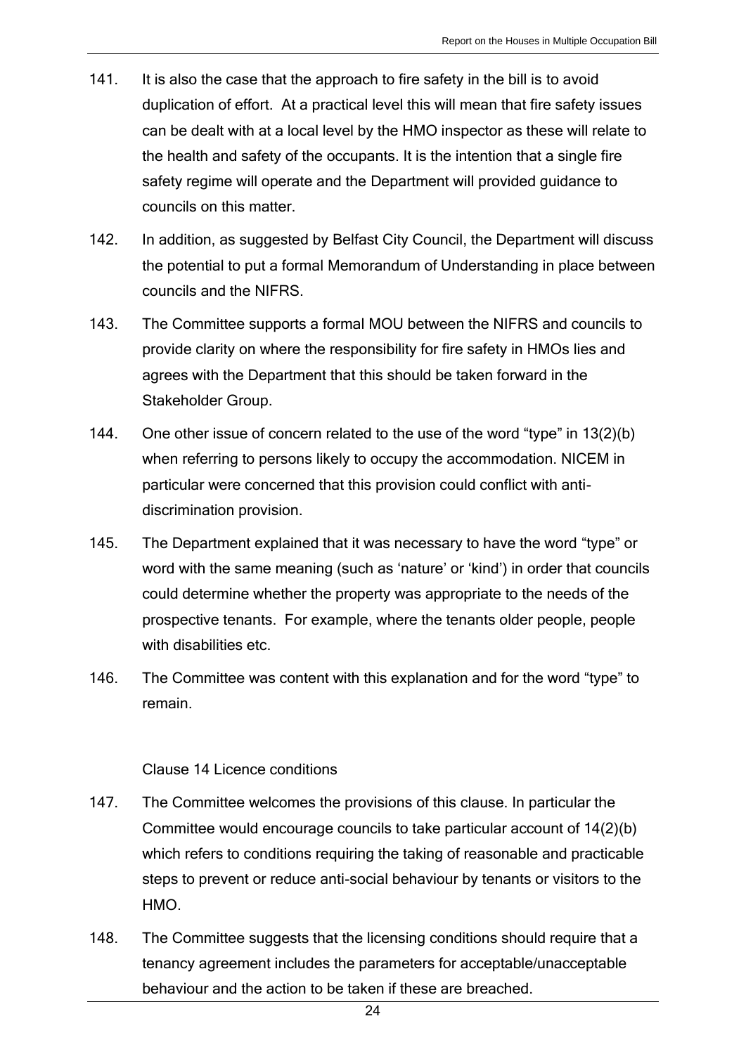141. It is also the case that the approach to fire safety in the bill is to avoid duplication of effort. At a practical level this will mean that fire safety issues can be dealt with at a local level by the HMO inspector as these will relate to the health and safety of the occupants. It is the intention that a single fire safety regime will operate and the Department will provided guidance to councils on this matter.

142. In addition, as suggested by Belfast City Council, the Department will discuss the potential to put a formal Memorandum of Understanding in place between councils and the NIFRS.

143. The Committee supports a formal MOU between the NIFRS and councils to provide clarity on where the responsibility for fire safety in HMOs lies and agrees with the Department that this should be taken forward in the Stakeholder Group.

144. One other issue of concern related to the use of the word "type" in 13(2)(b) when referring to persons likely to occupy the accommodation. NICEM in particular were concerned that this provision could conflict with anti-discrimination provision.

145. The Department explained that it was necessary to have the word "type" or word with the same meaning (such as 'nature' or 'kind') in order that councils could determine whether the property was appropriate to the needs of the prospective tenants. For example, where the tenants older people, people with disabilities etc.

146. The Committee was content with this explanation and for the word "type" to remain.

### Clause 14 Licence conditions

147. The Committee welcomes the provisions of this clause. In particular the Committee would encourage councils to take particular account of 14(2)(b) which refers to conditions requiring the taking of reasonable and practicable steps to prevent or reduce anti-social behaviour by tenants or visitors to the HMO.

148. The Committee suggests that the licensing conditions should require that a tenancy agreement includes the parameters for acceptable/unacceptable behaviour and the action to be taken if these are breached.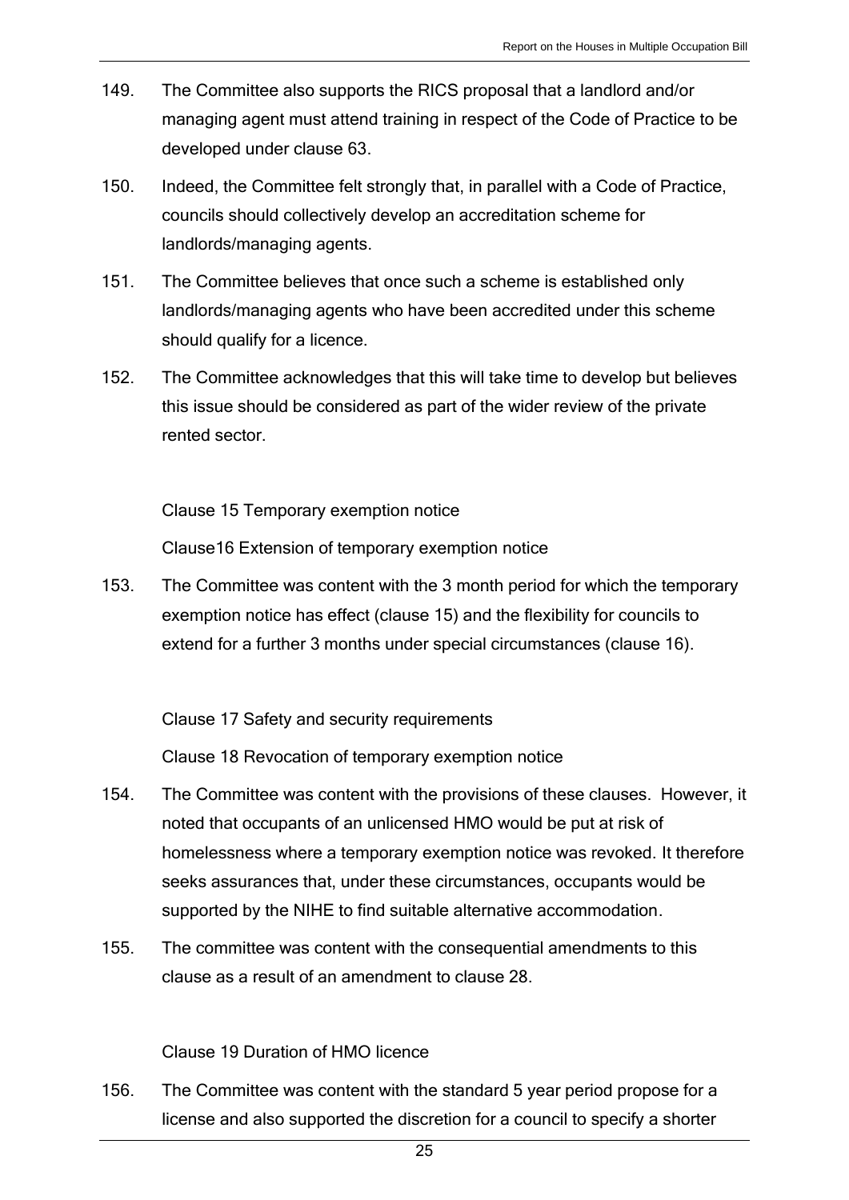149. The Committee also supports the RICS proposal that a landlord and/or managing agent must attend training in respect of the Code of Practice to be developed under clause 63.

150. Indeed, the Committee felt strongly that, in parallel with a Code of Practice, councils should collectively develop an accreditation scheme for landlords/managing agents.

151. The Committee believes that once such a scheme is established only landlords/managing agents who have been accredited under this scheme should qualify for a licence.

152. The Committee acknowledges that this will take time to develop but believes this issue should be considered as part of the wider review of the private rented sector.

Clause 15 Temporary exemption notice

Clause16 Extension of temporary exemption notice

153. The Committee was content with the 3 month period for which the temporary exemption notice has effect (clause 15) and the flexibility for councils to extend for a further 3 months under special circumstances (clause 16).

Clause 17 Safety and security requirements

Clause 18 Revocation of temporary exemption notice

154. The Committee was content with the provisions of these clauses. However, it noted that occupants of an unlicensed HMO would be put at risk of homelessness where a temporary exemption notice was revoked. It therefore seeks assurances that, under these circumstances, occupants would be supported by the NIHE to find suitable alternative accommodation.

155. The committee was content with the consequential amendments to this clause as a result of an amendment to clause 28.

Clause 19 Duration of HMO licence

156. The Committee was content with the standard 5 year period propose for a license and also supported the discretion for a council to specify a shorter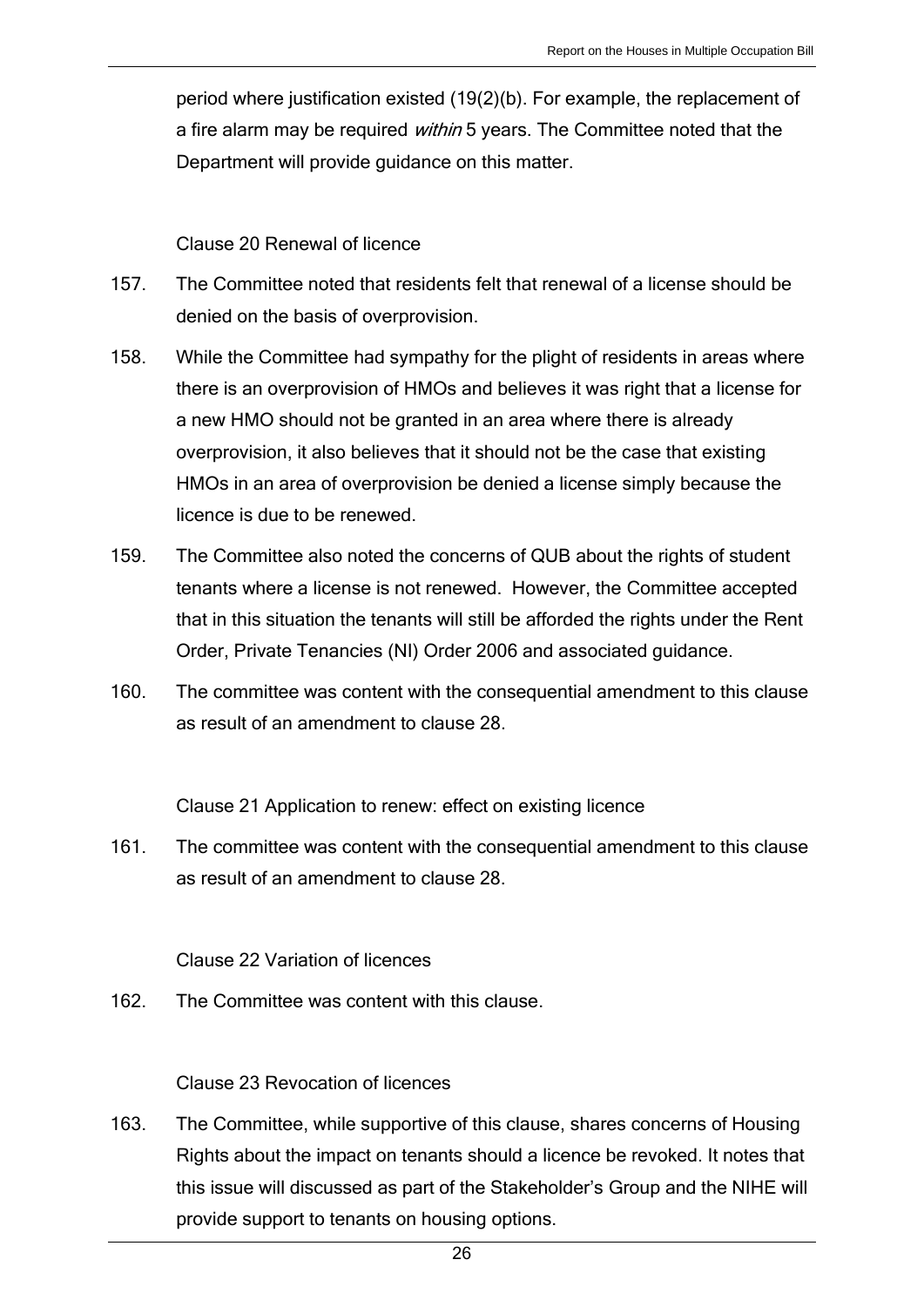period where justification existed (19(2)(b). For example, the replacement of a fire alarm may be required *within* 5 years. The Committee noted that the Department will provide guidance on this matter.

Clause 20 Renewal of licence

157. The Committee noted that residents felt that renewal of a license should be denied on the basis of overprovision.

158. While the Committee had sympathy for the plight of residents in areas where there is an overprovision of HMOs and believes it was right that a license for a new HMO should not be granted in an area where there is already overprovision, it also believes that it should not be the case that existing HMOs in an area of overprovision be denied a license simply because the licence is due to be renewed.

159. The Committee also noted the concerns of QUB about the rights of student tenants where a license is not renewed. However, the Committee accepted that in this situation the tenants will still be afforded the rights under the Rent Order, Private Tenancies (NI) Order 2006 and associated guidance.

160. The committee was content with the consequential amendment to this clause as result of an amendment to clause 28.

Clause 21 Application to renew: effect on existing licence

161. The committee was content with the consequential amendment to this clause as result of an amendment to clause 28.

Clause 22 Variation of licences

162. The Committee was content with this clause.

Clause 23 Revocation of licences

163. The Committee, while supportive of this clause, shares concerns of Housing Rights about the impact on tenants should a licence be revoked. It notes that this issue will discussed as part of the Stakeholder's Group and the NIHE will provide support to tenants on housing options.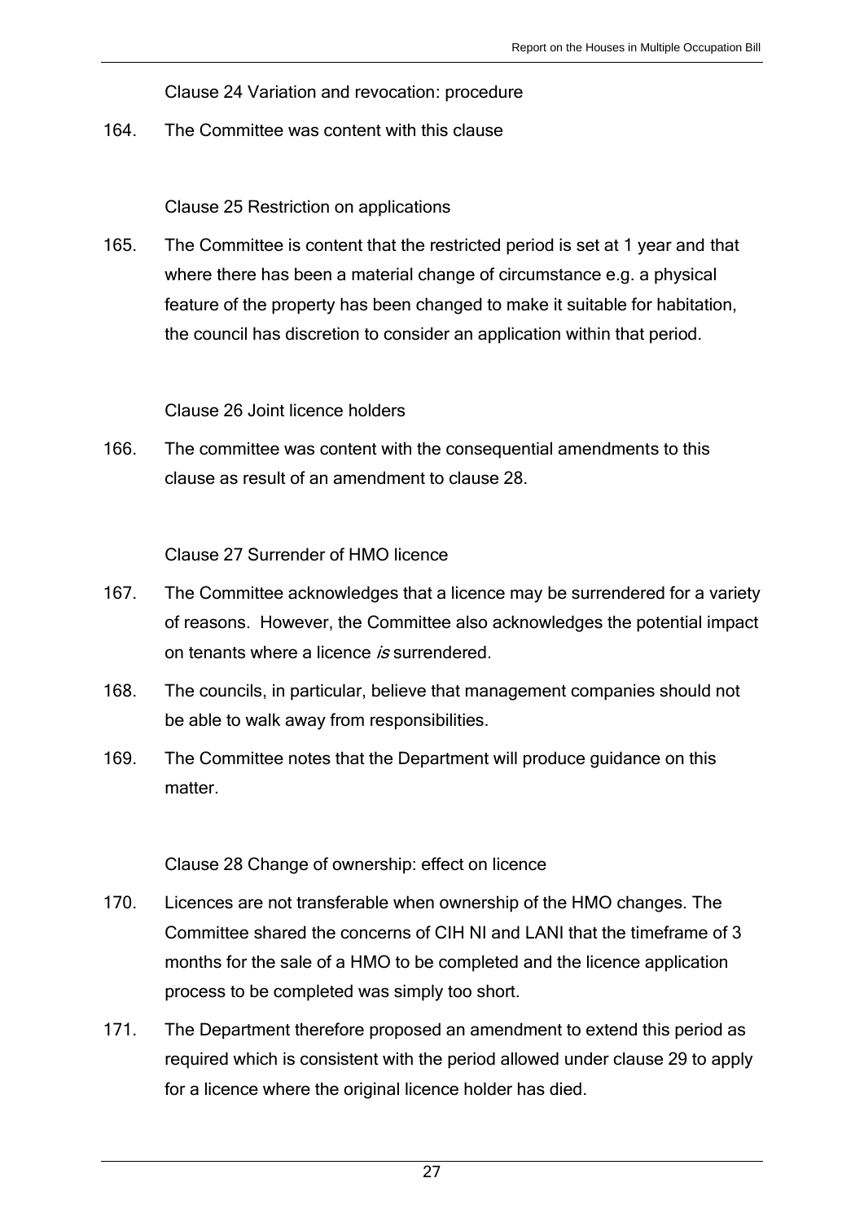Clause 24 Variation and revocation: procedure

164. The Committee was content with this clause

Clause 25 Restriction on applications

165. The Committee is content that the restricted period is set at 1 year and that where there has been a material change of circumstance e.g. a physical feature of the property has been changed to make it suitable for habitation, the council has discretion to consider an application within that period.

Clause 26 Joint licence holders

166. The committee was content with the consequential amendments to this clause as result of an amendment to clause 28.

Clause 27 Surrender of HMO licence

167. The Committee acknowledges that a licence may be surrendered for a variety of reasons. However, the Committee also acknowledges the potential impact on tenants where a licence *is* surrendered.

168. The councils, in particular, believe that management companies should not be able to walk away from responsibilities.

169. The Committee notes that the Department will produce guidance on this matter.

Clause 28 Change of ownership: effect on licence

170. Licences are not transferable when ownership of the HMO changes. The Committee shared the concerns of CIH NI and LANI that the timeframe of 3 months for the sale of a HMO to be completed and the licence application process to be completed was simply too short.

171. The Department therefore proposed an amendment to extend this period as required which is consistent with the period allowed under clause 29 to apply for a licence where the original licence holder has died.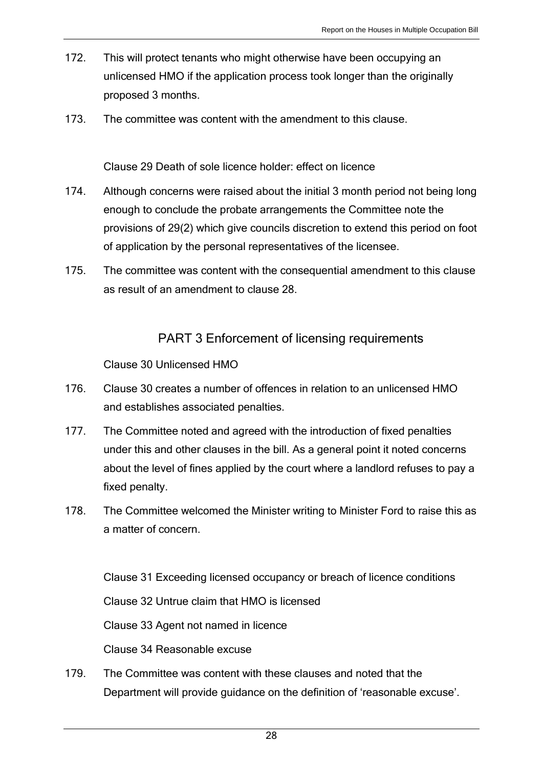172. This will protect tenants who might otherwise have been occupying an unlicensed HMO if the application process took longer than the originally proposed 3 months.

173. The committee was content with the amendment to this clause.

Clause 29 Death of sole licence holder: effect on licence

174. Although concerns were raised about the initial 3 month period not being long enough to conclude the probate arrangements the Committee note the provisions of 29(2) which give councils discretion to extend this period on foot of application by the personal representatives of the licensee.

175. The committee was content with the consequential amendment to this clause as result of an amendment to clause 28.

## PART 3 Enforcement of licensing requirements

Clause 30 Unlicensed HMO

176. Clause 30 creates a number of offences in relation to an unlicensed HMO and establishes associated penalties.

177. The Committee noted and agreed with the introduction of fixed penalties under this and other clauses in the bill. As a general point it noted concerns about the level of fines applied by the court where a landlord refuses to pay a fixed penalty.

178. The Committee welcomed the Minister writing to Minister Ford to raise this as a matter of concern.

Clause 31 Exceeding licensed occupancy or breach of licence conditions

Clause 32 Untrue claim that HMO is licensed

Clause 33 Agent not named in licence

Clause 34 Reasonable excuse

179. The Committee was content with these clauses and noted that the Department will provide guidance on the definition of 'reasonable excuse'.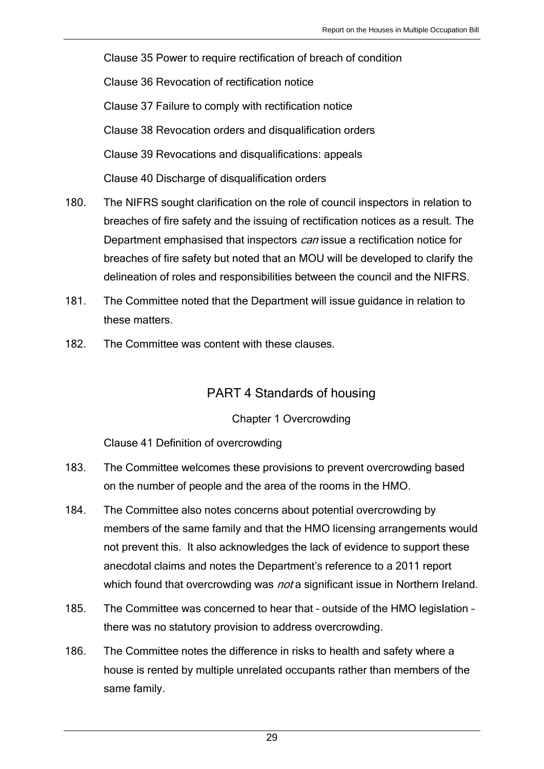Clause 35 Power to require rectification of breach of condition

Clause 36 Revocation of rectification notice

Clause 37 Failure to comply with rectification notice

Clause 38 Revocation orders and disqualification orders

Clause 39 Revocations and disqualifications: appeals

Clause 40 Discharge of disqualification orders

180. The NIFRS sought clarification on the role of council inspectors in relation to breaches of fire safety and the issuing of rectification notices as a result. The Department emphasised that inspectors *can* issue a rectification notice for breaches of fire safety but noted that an MOU will be developed to clarify the delineation of roles and responsibilities between the council and the NIFRS.

181. The Committee noted that the Department will issue guidance in relation to these matters.

182. The Committee was content with these clauses.

## PART 4 Standards of housing

### Chapter 1 Overcrowding

Clause 41 Definition of overcrowding

183. The Committee welcomes these provisions to prevent overcrowding based on the number of people and the area of the rooms in the HMO.

184. The Committee also notes concerns about potential overcrowding by members of the same family and that the HMO licensing arrangements would not prevent this. It also acknowledges the lack of evidence to support these anecdotal claims and notes the Department's reference to a 2011 report which found that overcrowding was *not* a significant issue in Northern Ireland.

185. The Committee was concerned to hear that – outside of the HMO legislation – there was no statutory provision to address overcrowding.

186. The Committee notes the difference in risks to health and safety where a house is rented by multiple unrelated occupants rather than members of the same family.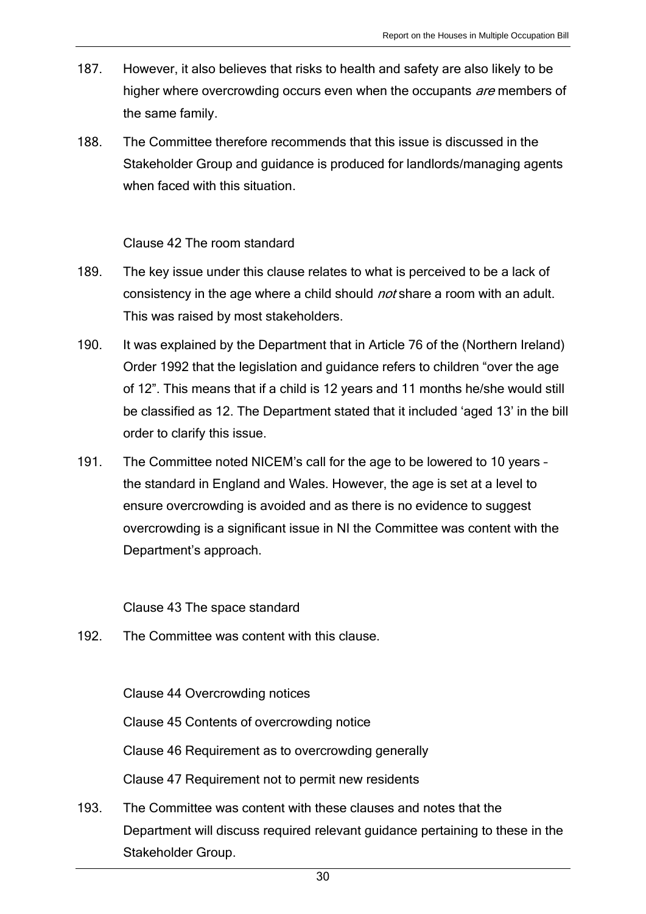187. However, it also believes that risks to health and safety are also likely to be higher where overcrowding occurs even when the occupants *are* members of the same family.

188. The Committee therefore recommends that this issue is discussed in the Stakeholder Group and guidance is produced for landlords/managing agents when faced with this situation.

Clause 42 The room standard

189. The key issue under this clause relates to what is perceived to be a lack of consistency in the age where a child should *not* share a room with an adult. This was raised by most stakeholders.

190. It was explained by the Department that in Article 76 of the (Northern Ireland) Order 1992 that the legislation and guidance refers to children “over the age of 12”. This means that if a child is 12 years and 11 months he/she would still be classified as 12. The Department stated that it included ‘aged 13’ in the bill order to clarify this issue.

191. The Committee noted NICEM’s call for the age to be lowered to 10 years – the standard in England and Wales. However, the age is set at a level to ensure overcrowding is avoided and as there is no evidence to suggest overcrowding is a significant issue in NI the Committee was content with the Department’s approach.

Clause 43 The space standard

192. The Committee was content with this clause.

Clause 44 Overcrowding notices

Clause 45 Contents of overcrowding notice

Clause 46 Requirement as to overcrowding generally

Clause 47 Requirement not to permit new residents

193. The Committee was content with these clauses and notes that the Department will discuss required relevant guidance pertaining to these in the Stakeholder Group.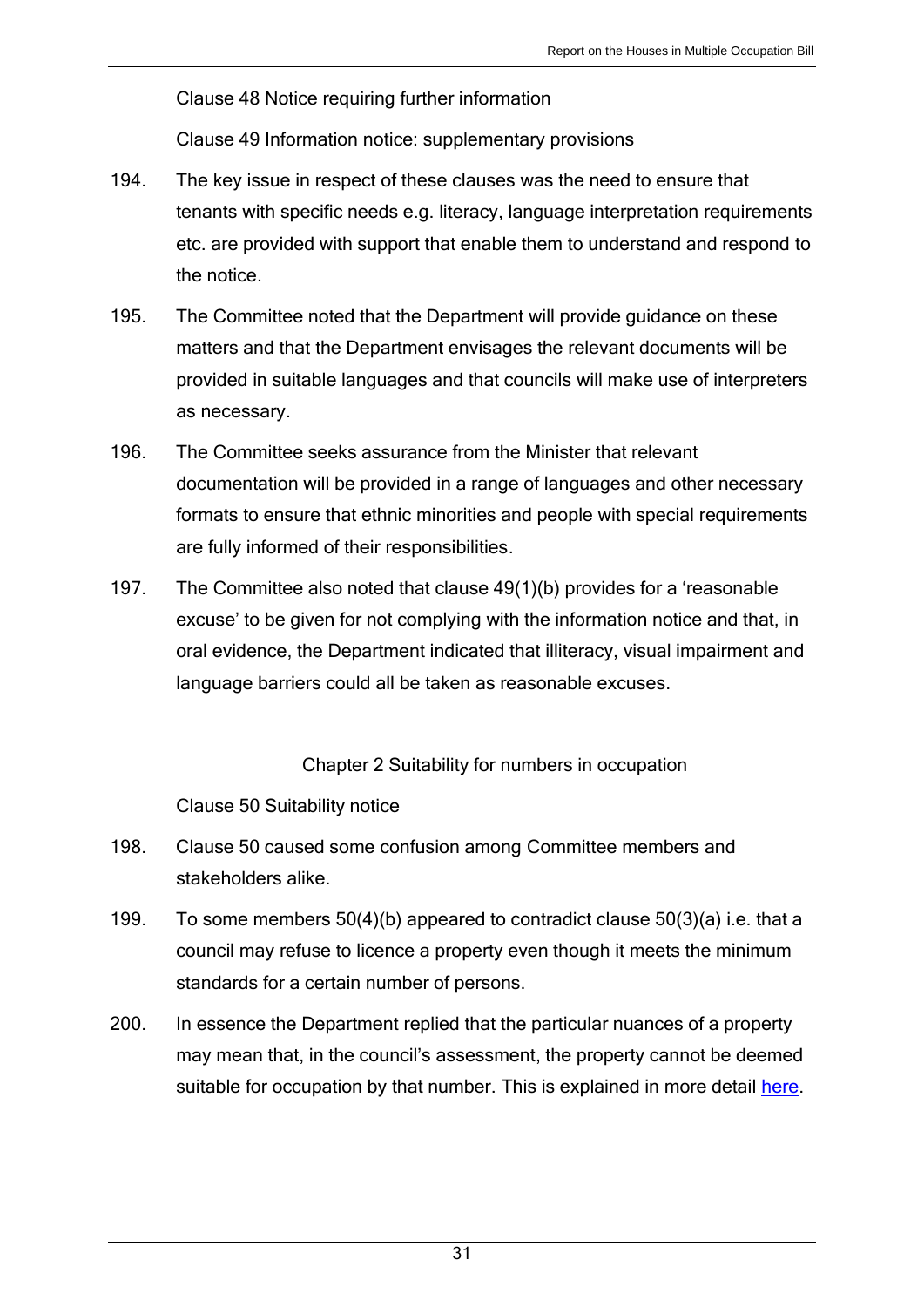Clause 48 Notice requiring further information

Clause 49 Information notice: supplementary provisions

194. The key issue in respect of these clauses was the need to ensure that tenants with specific needs e.g. literacy, language interpretation requirements etc. are provided with support that enable them to understand and respond to the notice.

195. The Committee noted that the Department will provide guidance on these matters and that the Department envisages the relevant documents will be provided in suitable languages and that councils will make use of interpreters as necessary.

196. The Committee seeks assurance from the Minister that relevant documentation will be provided in a range of languages and other necessary formats to ensure that ethnic minorities and people with special requirements are fully informed of their responsibilities.

197. The Committee also noted that clause 49(1)(b) provides for a 'reasonable excuse' to be given for not complying with the information notice and that, in oral evidence, the Department indicated that illiteracy, visual impairment and language barriers could all be taken as reasonable excuses.

Chapter 2 Suitability for numbers in occupation

Clause 50 Suitability notice

198. Clause 50 caused some confusion among Committee members and stakeholders alike.

199. To some members 50(4)(b) appeared to contradict clause 50(3)(a) i.e. that a council may refuse to licence a property even though it meets the minimum standards for a certain number of persons.

200. In essence the Department replied that the particular nuances of a property may mean that, in the council's assessment, the property cannot be deemed suitable for occupation by that number. This is explained in more detail here.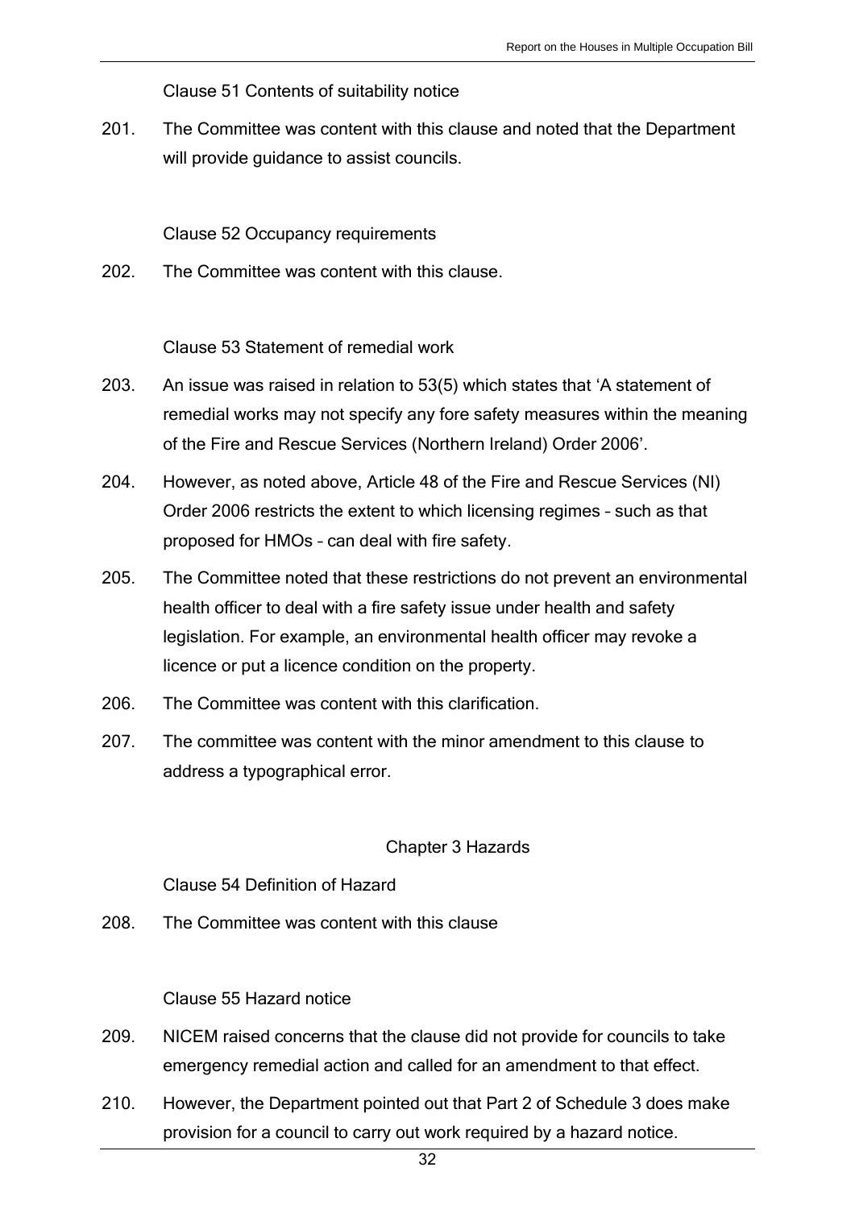Clause 51 Contents of suitability notice

201. The Committee was content with this clause and noted that the Department will provide guidance to assist councils.

Clause 52 Occupancy requirements

202. The Committee was content with this clause.

Clause 53 Statement of remedial work

203. An issue was raised in relation to 53(5) which states that 'A statement of remedial works may not specify any fore safety measures within the meaning of the Fire and Rescue Services (Northern Ireland) Order 2006'.

204. However, as noted above, Article 48 of the Fire and Rescue Services (NI) Order 2006 restricts the extent to which licensing regimes – such as that proposed for HMOs – can deal with fire safety.

205. The Committee noted that these restrictions do not prevent an environmental health officer to deal with a fire safety issue under health and safety legislation. For example, an environmental health officer may revoke a licence or put a licence condition on the property.

206. The Committee was content with this clarification.

207. The committee was content with the minor amendment to this clause to address a typographical error.

## Chapter 3 Hazards

Clause 54 Definition of Hazard

208. The Committee was content with this clause

Clause 55 Hazard notice

209. NICEM raised concerns that the clause did not provide for councils to take emergency remedial action and called for an amendment to that effect.

210. However, the Department pointed out that Part 2 of Schedule 3 does make provision for a council to carry out work required by a hazard notice.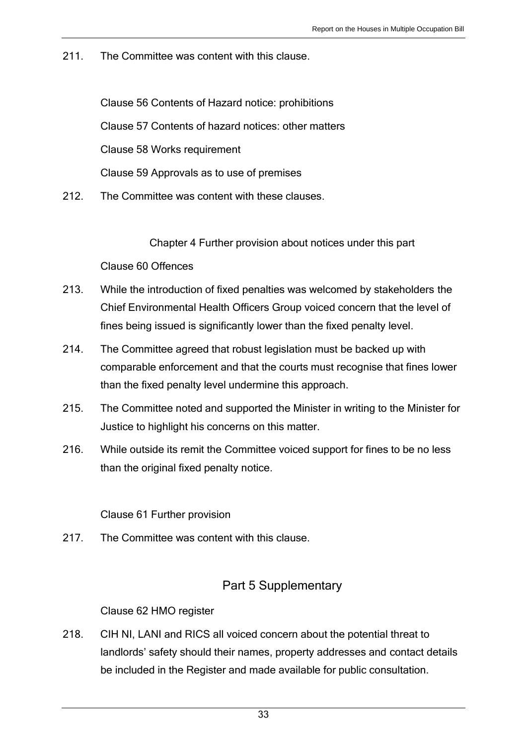211. The Committee was content with this clause.

Clause 56 Contents of Hazard notice: prohibitions

Clause 57 Contents of hazard notices: other matters

Clause 58 Works requirement

Clause 59 Approvals as to use of premises

212. The Committee was content with these clauses.

### Chapter 4 Further provision about notices under this part

Clause 60 Offences

213. While the introduction of fixed penalties was welcomed by stakeholders the Chief Environmental Health Officers Group voiced concern that the level of fines being issued is significantly lower than the fixed penalty level.

214. The Committee agreed that robust legislation must be backed up with comparable enforcement and that the courts must recognise that fines lower than the fixed penalty level undermine this approach.

215. The Committee noted and supported the Minister in writing to the Minister for Justice to highlight his concerns on this matter.

216. While outside its remit the Committee voiced support for fines to be no less than the original fixed penalty notice.

Clause 61 Further provision

217. The Committee was content with this clause.

## Part 5 Supplementary

Clause 62 HMO register

218. CIH NI, LANI and RICS all voiced concern about the potential threat to landlords' safety should their names, property addresses and contact details be included in the Register and made available for public consultation.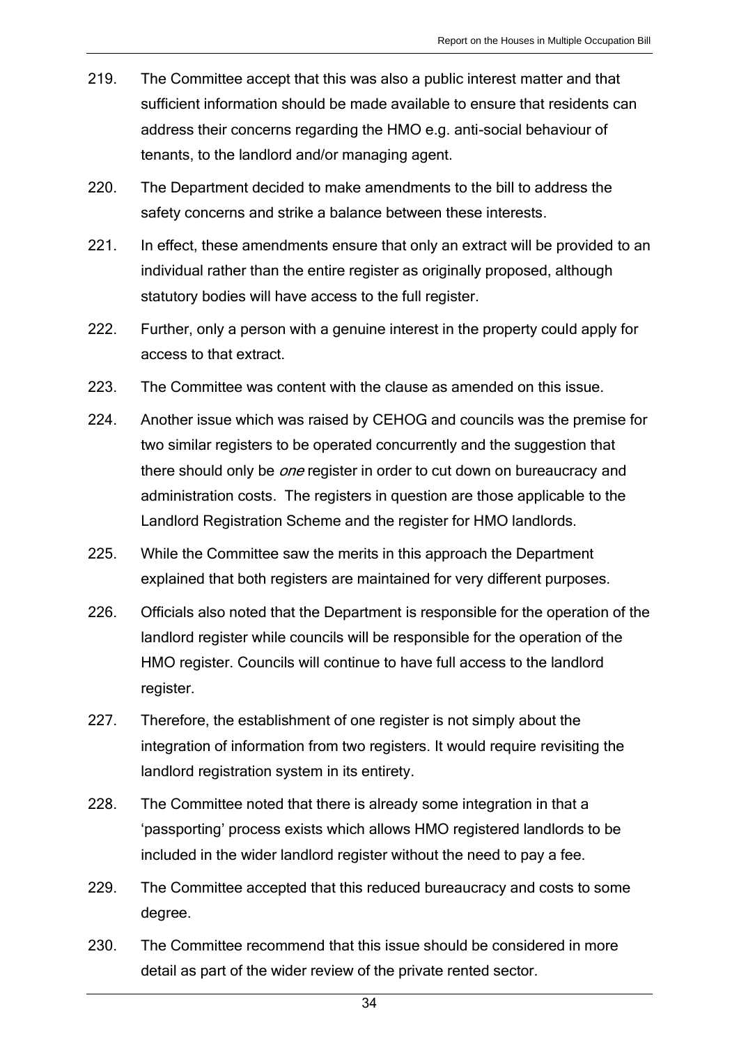219. The Committee accept that this was also a public interest matter and that sufficient information should be made available to ensure that residents can address their concerns regarding the HMO e.g. anti-social behaviour of tenants, to the landlord and/or managing agent.

220. The Department decided to make amendments to the bill to address the safety concerns and strike a balance between these interests.

221. In effect, these amendments ensure that only an extract will be provided to an individual rather than the entire register as originally proposed, although statutory bodies will have access to the full register.

222. Further, only a person with a genuine interest in the property could apply for access to that extract.

223. The Committee was content with the clause as amended on this issue.

224. Another issue which was raised by CEHOG and councils was the premise for two similar registers to be operated concurrently and the suggestion that there should only be *one* register in order to cut down on bureaucracy and administration costs. The registers in question are those applicable to the Landlord Registration Scheme and the register for HMO landlords.

225. While the Committee saw the merits in this approach the Department explained that both registers are maintained for very different purposes.

226. Officials also noted that the Department is responsible for the operation of the landlord register while councils will be responsible for the operation of the HMO register. Councils will continue to have full access to the landlord register.

227. Therefore, the establishment of one register is not simply about the integration of information from two registers. It would require revisiting the landlord registration system in its entirety.

228. The Committee noted that there is already some integration in that a 'passporting' process exists which allows HMO registered landlords to be included in the wider landlord register without the need to pay a fee.

229. The Committee accepted that this reduced bureaucracy and costs to some degree.

230. The Committee recommend that this issue should be considered in more detail as part of the wider review of the private rented sector.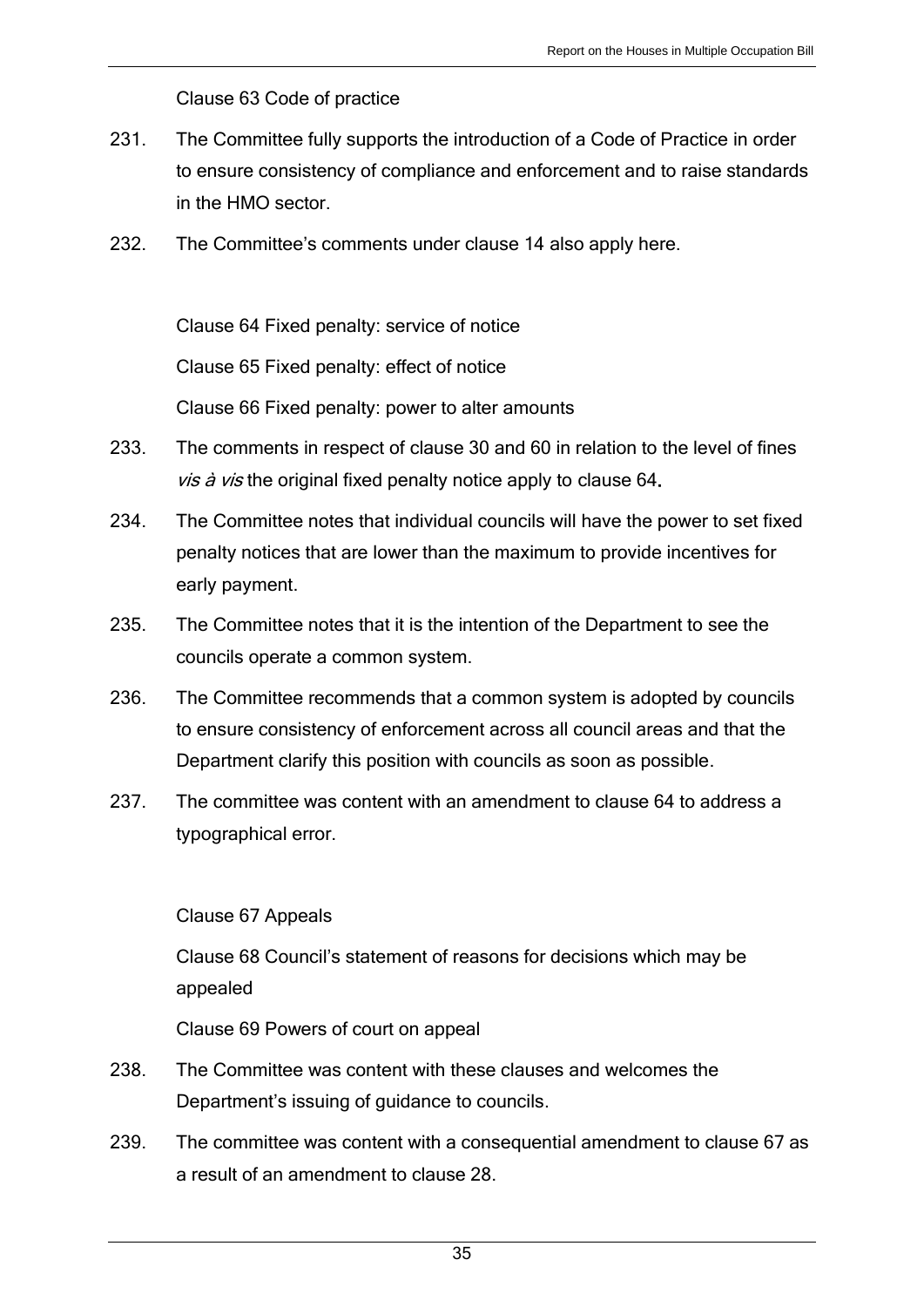Clause 63 Code of practice

231. The Committee fully supports the introduction of a Code of Practice in order to ensure consistency of compliance and enforcement and to raise standards in the HMO sector.

232. The Committee's comments under clause 14 also apply here.

Clause 64 Fixed penalty: service of notice

Clause 65 Fixed penalty: effect of notice

Clause 66 Fixed penalty: power to alter amounts

233. The comments in respect of clause 30 and 60 in relation to the level of fines *vis à vis* the original fixed penalty notice apply to clause 64.

234. The Committee notes that individual councils will have the power to set fixed penalty notices that are lower than the maximum to provide incentives for early payment.

235. The Committee notes that it is the intention of the Department to see the councils operate a common system.

236. The Committee recommends that a common system is adopted by councils to ensure consistency of enforcement across all council areas and that the Department clarify this position with councils as soon as possible.

237. The committee was content with an amendment to clause 64 to address a typographical error.

Clause 67 Appeals

Clause 68 Council's statement of reasons for decisions which may be appealed

Clause 69 Powers of court on appeal

238. The Committee was content with these clauses and welcomes the Department's issuing of guidance to councils.

239. The committee was content with a consequential amendment to clause 67 as a result of an amendment to clause 28.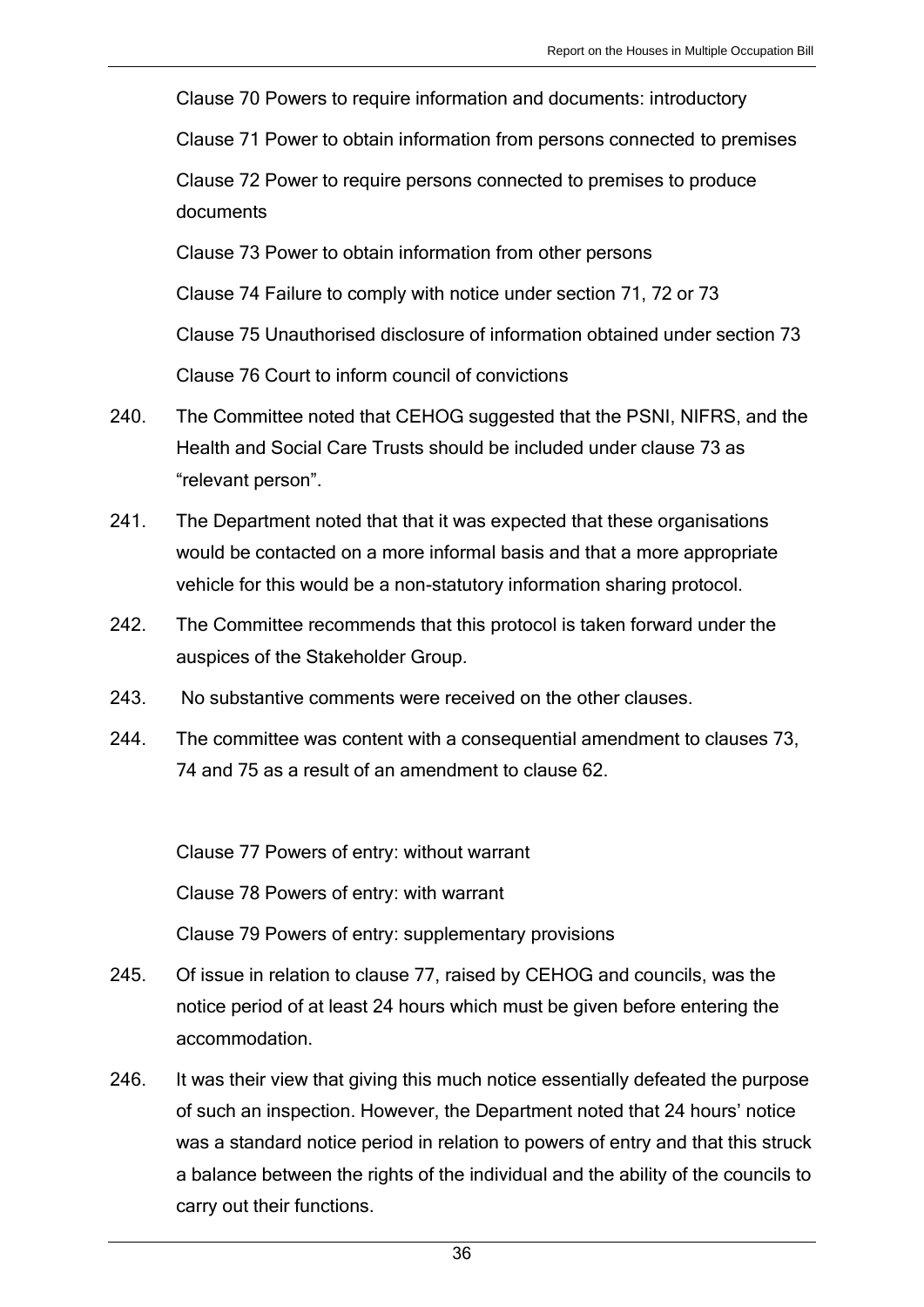Clause 70 Powers to require information and documents: introductory

Clause 71 Power to obtain information from persons connected to premises

Clause 72 Power to require persons connected to premises to produce documents

Clause 73 Power to obtain information from other persons

Clause 74 Failure to comply with notice under section 71, 72 or 73

Clause 75 Unauthorised disclosure of information obtained under section 73

Clause 76 Court to inform council of convictions

240. The Committee noted that CEHOG suggested that the PSNI, NIFRS, and the Health and Social Care Trusts should be included under clause 73 as "relevant person".

241. The Department noted that that it was expected that these organisations would be contacted on a more informal basis and that a more appropriate vehicle for this would be a non-statutory information sharing protocol.

242. The Committee recommends that this protocol is taken forward under the auspices of the Stakeholder Group.

243. No substantive comments were received on the other clauses.

244. The committee was content with a consequential amendment to clauses 73, 74 and 75 as a result of an amendment to clause 62.

Clause 77 Powers of entry: without warrant

Clause 78 Powers of entry: with warrant

Clause 79 Powers of entry: supplementary provisions

245. Of issue in relation to clause 77, raised by CEHOG and councils, was the notice period of at least 24 hours which must be given before entering the accommodation.

246. It was their view that giving this much notice essentially defeated the purpose of such an inspection. However, the Department noted that 24 hours' notice was a standard notice period in relation to powers of entry and that this struck a balance between the rights of the individual and the ability of the councils to carry out their functions.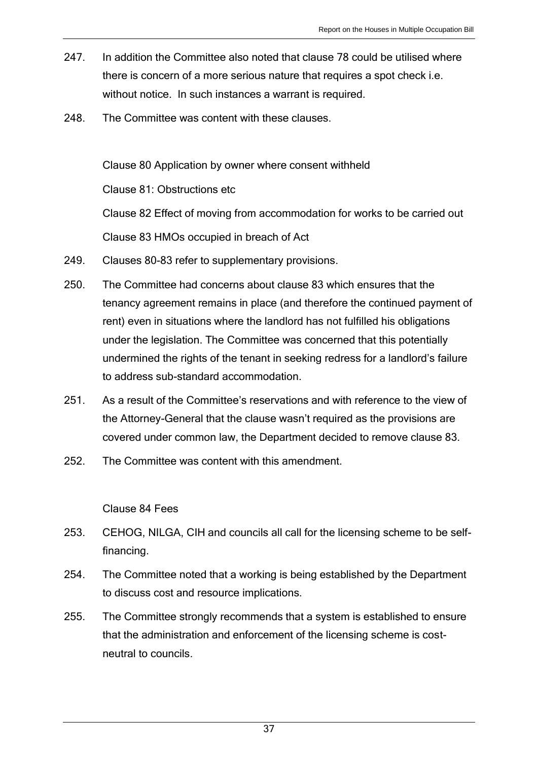247. In addition the Committee also noted that clause 78 could be utilised where there is concern of a more serious nature that requires a spot check i.e. without notice. In such instances a warrant is required.

248. The Committee was content with these clauses.

Clause 80 Application by owner where consent withheld

Clause 81: Obstructions etc

Clause 82 Effect of moving from accommodation for works to be carried out

Clause 83 HMOs occupied in breach of Act

249. Clauses 80-83 refer to supplementary provisions.

250. The Committee had concerns about clause 83 which ensures that the tenancy agreement remains in place (and therefore the continued payment of rent) even in situations where the landlord has not fulfilled his obligations under the legislation. The Committee was concerned that this potentially undermined the rights of the tenant in seeking redress for a landlord's failure to address sub-standard accommodation.

251. As a result of the Committee's reservations and with reference to the view of the Attorney-General that the clause wasn't required as the provisions are covered under common law, the Department decided to remove clause 83.

252. The Committee was content with this amendment.

Clause 84 Fees

253. CEHOG, NILGA, CIH and councils all call for the licensing scheme to be self-financing.

254. The Committee noted that a working is being established by the Department to discuss cost and resource implications.

255. The Committee strongly recommends that a system is established to ensure that the administration and enforcement of the licensing scheme is cost-neutral to councils.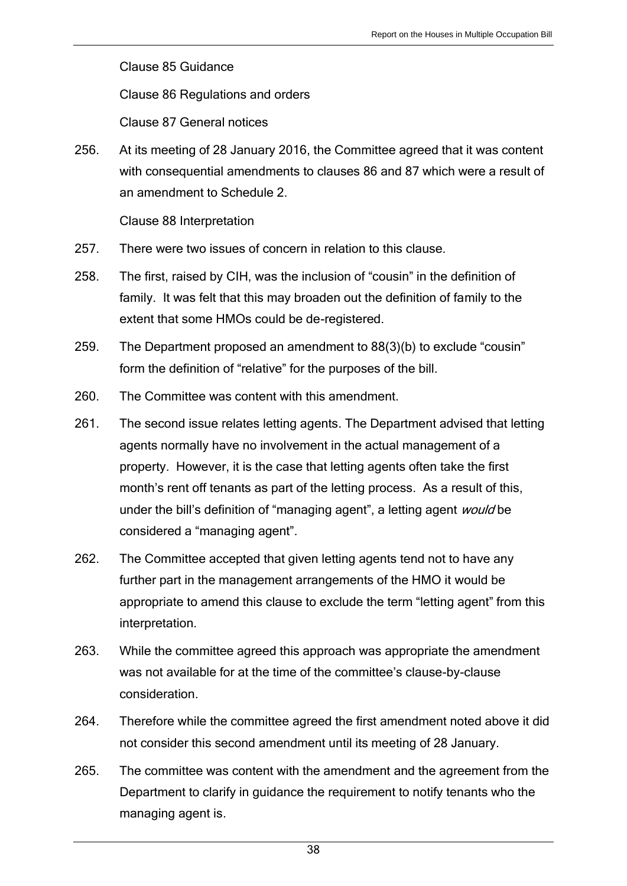Clause 85 Guidance

Clause 86 Regulations and orders

Clause 87 General notices

256. At its meeting of 28 January 2016, the Committee agreed that it was content with consequential amendments to clauses 86 and 87 which were a result of an amendment to Schedule 2.

Clause 88 Interpretation

257. There were two issues of concern in relation to this clause.

258. The first, raised by CIH, was the inclusion of "cousin" in the definition of family. It was felt that this may broaden out the definition of family to the extent that some HMOs could be de-registered.

259. The Department proposed an amendment to 88(3)(b) to exclude "cousin" form the definition of "relative" for the purposes of the bill.

260. The Committee was content with this amendment.

261. The second issue relates letting agents. The Department advised that letting agents normally have no involvement in the actual management of a property. However, it is the case that letting agents often take the first month's rent off tenants as part of the letting process. As a result of this, under the bill's definition of "managing agent", a letting agent *would* be considered a "managing agent".

262. The Committee accepted that given letting agents tend not to have any further part in the management arrangements of the HMO it would be appropriate to amend this clause to exclude the term "letting agent" from this interpretation.

263. While the committee agreed this approach was appropriate the amendment was not available for at the time of the committee's clause-by-clause consideration.

264. Therefore while the committee agreed the first amendment noted above it did not consider this second amendment until its meeting of 28 January.

265. The committee was content with the amendment and the agreement from the Department to clarify in guidance the requirement to notify tenants who the managing agent is.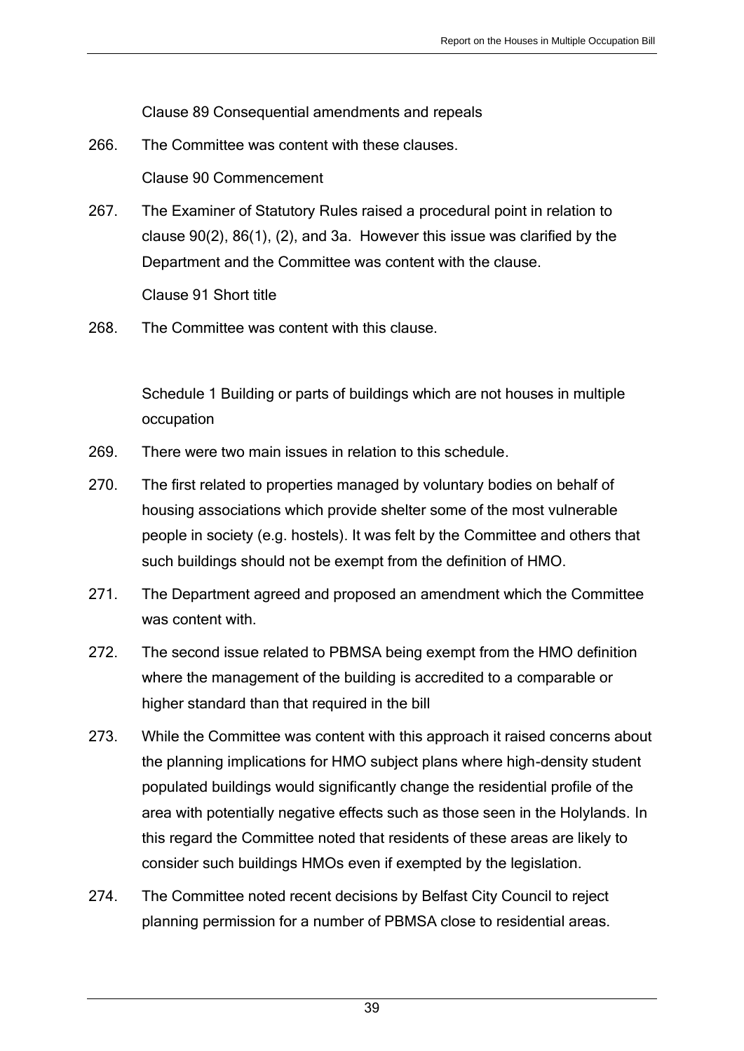Clause 89 Consequential amendments and repeals

266. The Committee was content with these clauses.

Clause 90 Commencement

267. The Examiner of Statutory Rules raised a procedural point in relation to clause 90(2), 86(1), (2), and 3a. However this issue was clarified by the Department and the Committee was content with the clause.

Clause 91 Short title

268. The Committee was content with this clause.

Schedule 1 Building or parts of buildings which are not houses in multiple occupation

269. There were two main issues in relation to this schedule.

270. The first related to properties managed by voluntary bodies on behalf of housing associations which provide shelter some of the most vulnerable people in society (e.g. hostels). It was felt by the Committee and others that such buildings should not be exempt from the definition of HMO.

271. The Department agreed and proposed an amendment which the Committee was content with.

272. The second issue related to PBMSA being exempt from the HMO definition where the management of the building is accredited to a comparable or higher standard than that required in the bill

273. While the Committee was content with this approach it raised concerns about the planning implications for HMO subject plans where high-density student populated buildings would significantly change the residential profile of the area with potentially negative effects such as those seen in the Holylands. In this regard the Committee noted that residents of these areas are likely to consider such buildings HMOs even if exempted by the legislation.

274. The Committee noted recent decisions by Belfast City Council to reject planning permission for a number of PBMSA close to residential areas.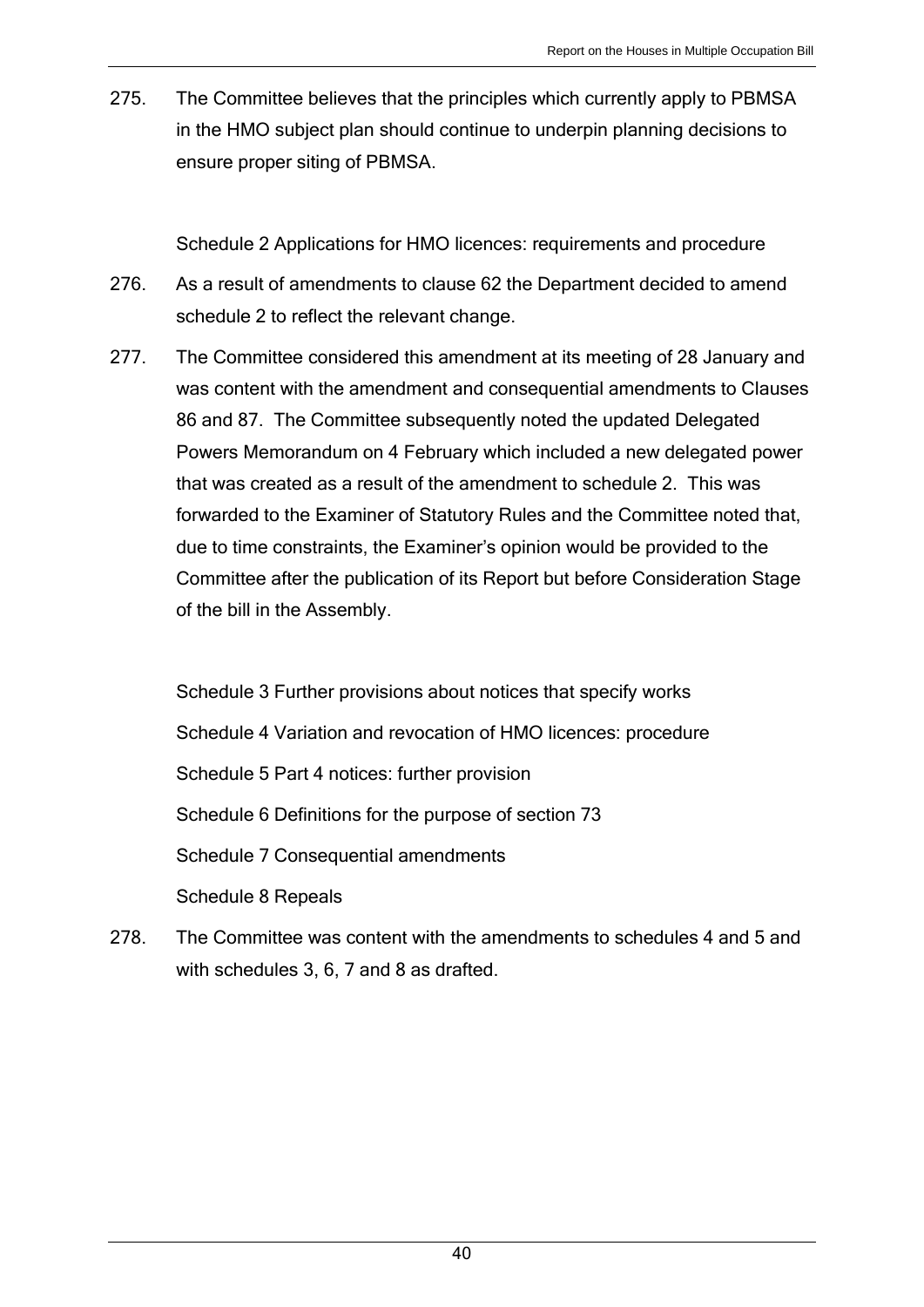275. The Committee believes that the principles which currently apply to PBMSA in the HMO subject plan should continue to underpin planning decisions to ensure proper siting of PBMSA.

Schedule 2 Applications for HMO licences: requirements and procedure

276. As a result of amendments to clause 62 the Department decided to amend schedule 2 to reflect the relevant change.

277. The Committee considered this amendment at its meeting of 28 January and was content with the amendment and consequential amendments to Clauses 86 and 87. The Committee subsequently noted the updated Delegated Powers Memorandum on 4 February which included a new delegated power that was created as a result of the amendment to schedule 2. This was forwarded to the Examiner of Statutory Rules and the Committee noted that, due to time constraints, the Examiner's opinion would be provided to the Committee after the publication of its Report but before Consideration Stage of the bill in the Assembly.

Schedule 3 Further provisions about notices that specify works

Schedule 4 Variation and revocation of HMO licences: procedure

Schedule 5 Part 4 notices: further provision

Schedule 6 Definitions for the purpose of section 73

Schedule 7 Consequential amendments

Schedule 8 Repeals

278. The Committee was content with the amendments to schedules 4 and 5 and with schedules 3, 6, 7 and 8 as drafted.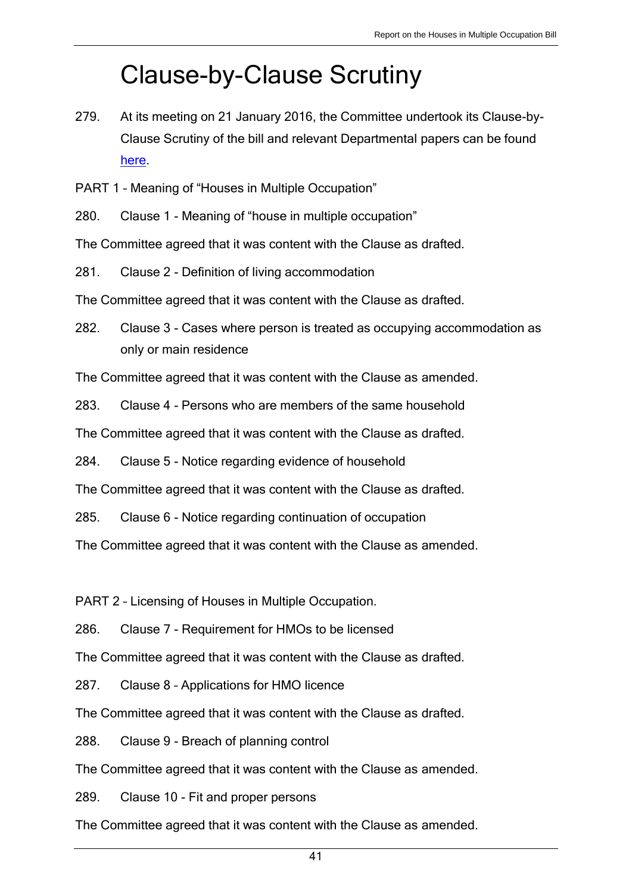# Clause-by-Clause Scrutiny

279. At its meeting on 21 January 2016, the Committee undertook its Clause-by-Clause Scrutiny of the bill and relevant Departmental papers can be found here.

PART 1 – Meaning of "Houses in Multiple Occupation"

280. Clause 1 - Meaning of "house in multiple occupation"

The Committee agreed that it was content with the Clause as drafted.

281. Clause 2 - Definition of living accommodation

The Committee agreed that it was content with the Clause as drafted.

282. Clause 3 - Cases where person is treated as occupying accommodation as only or main residence

The Committee agreed that it was content with the Clause as amended.

283. Clause 4 - Persons who are members of the same household

The Committee agreed that it was content with the Clause as drafted.

284. Clause 5 - Notice regarding evidence of household

The Committee agreed that it was content with the Clause as drafted.

285. Clause 6 - Notice regarding continuation of occupation

The Committee agreed that it was content with the Clause as amended.

PART 2 – Licensing of Houses in Multiple Occupation.

286. Clause 7 - Requirement for HMOs to be licensed

The Committee agreed that it was content with the Clause as drafted.

287. Clause 8 – Applications for HMO licence

The Committee agreed that it was content with the Clause as drafted.

288. Clause 9 - Breach of planning control

The Committee agreed that it was content with the Clause as amended.

289. Clause 10 - Fit and proper persons

The Committee agreed that it was content with the Clause as amended.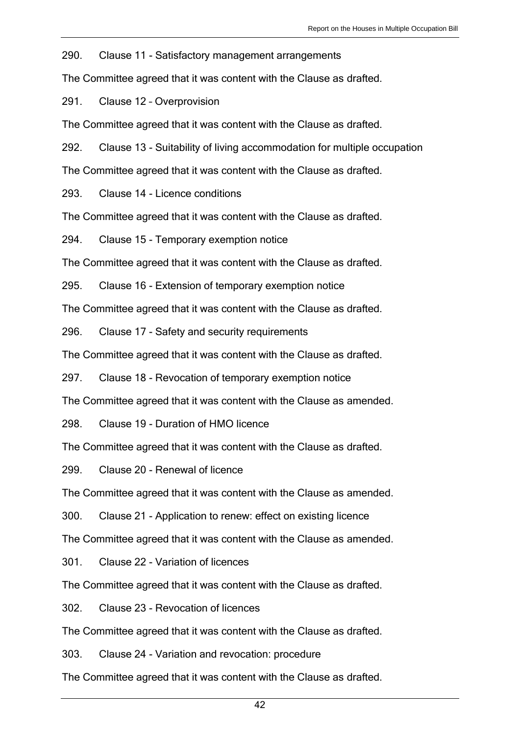290. Clause 11 - Satisfactory management arrangements

The Committee agreed that it was content with the Clause as drafted.

291. Clause 12 – Overprovision

The Committee agreed that it was content with the Clause as drafted.

292. Clause 13 - Suitability of living accommodation for multiple occupation

The Committee agreed that it was content with the Clause as drafted.

293. Clause 14 - Licence conditions

The Committee agreed that it was content with the Clause as drafted.

294. Clause 15 - Temporary exemption notice

The Committee agreed that it was content with the Clause as drafted.

295. Clause 16 - Extension of temporary exemption notice

The Committee agreed that it was content with the Clause as drafted.

296. Clause 17 - Safety and security requirements

The Committee agreed that it was content with the Clause as drafted.

297. Clause 18 - Revocation of temporary exemption notice

The Committee agreed that it was content with the Clause as amended.

298. Clause 19 - Duration of HMO licence

The Committee agreed that it was content with the Clause as drafted.

299. Clause 20 - Renewal of licence

The Committee agreed that it was content with the Clause as amended.

300. Clause 21 - Application to renew: effect on existing licence

The Committee agreed that it was content with the Clause as amended.

301. Clause 22 - Variation of licences

The Committee agreed that it was content with the Clause as drafted.

302. Clause 23 - Revocation of licences

The Committee agreed that it was content with the Clause as drafted.

303. Clause 24 - Variation and revocation: procedure

The Committee agreed that it was content with the Clause as drafted.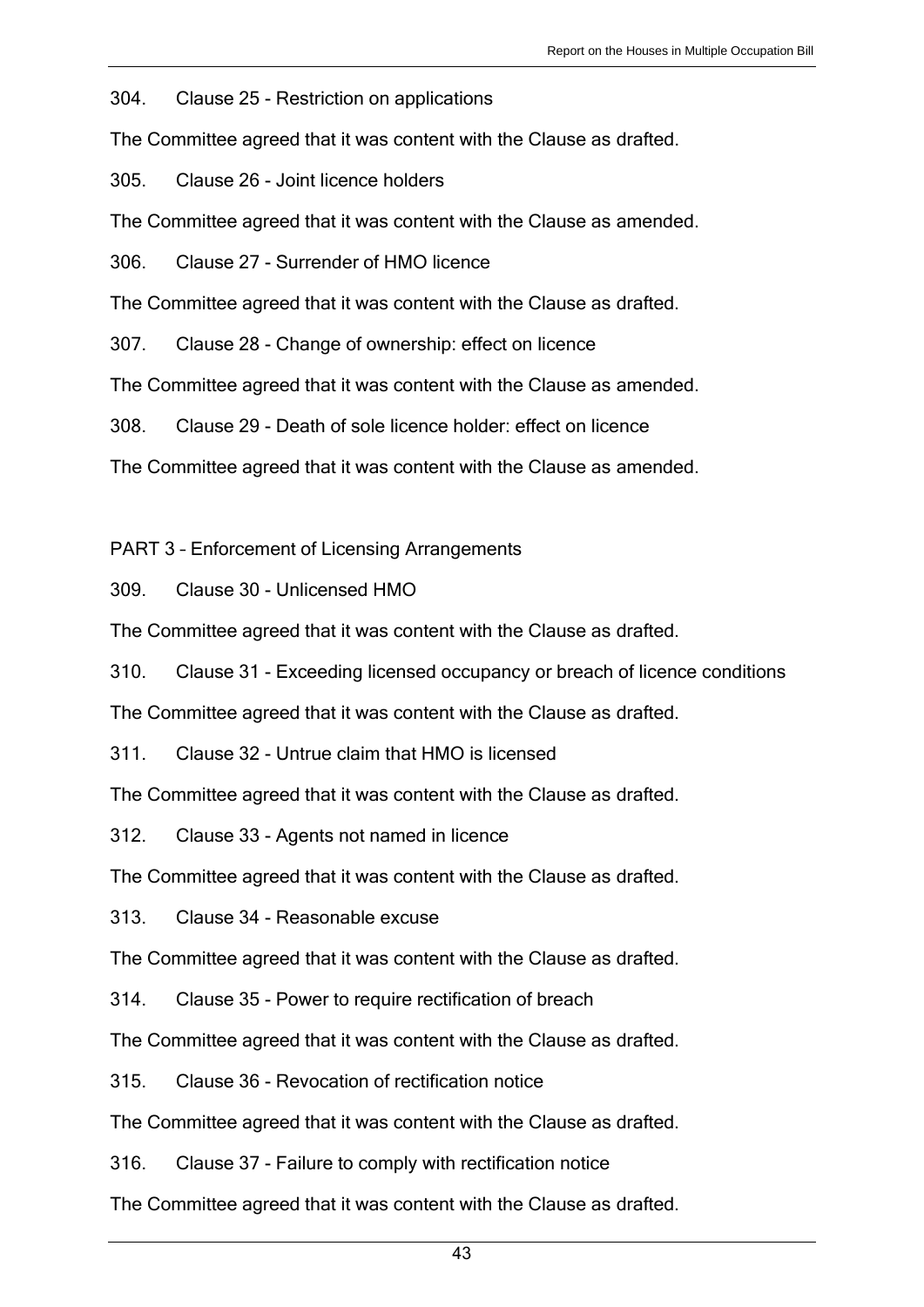304. Clause 25 - Restriction on applications

The Committee agreed that it was content with the Clause as drafted.

305. Clause 26 - Joint licence holders

The Committee agreed that it was content with the Clause as amended.

306. Clause 27 - Surrender of HMO licence

The Committee agreed that it was content with the Clause as drafted.

307. Clause 28 - Change of ownership: effect on licence

The Committee agreed that it was content with the Clause as amended.

308. Clause 29 - Death of sole licence holder: effect on licence

The Committee agreed that it was content with the Clause as amended.

PART 3 – Enforcement of Licensing Arrangements

309. Clause 30 - Unlicensed HMO

The Committee agreed that it was content with the Clause as drafted.

310. Clause 31 - Exceeding licensed occupancy or breach of licence conditions

The Committee agreed that it was content with the Clause as drafted.

311. Clause 32 - Untrue claim that HMO is licensed

The Committee agreed that it was content with the Clause as drafted.

312. Clause 33 - Agents not named in licence

The Committee agreed that it was content with the Clause as drafted.

313. Clause 34 - Reasonable excuse

The Committee agreed that it was content with the Clause as drafted.

314. Clause 35 - Power to require rectification of breach

The Committee agreed that it was content with the Clause as drafted.

315. Clause 36 - Revocation of rectification notice

The Committee agreed that it was content with the Clause as drafted.

316. Clause 37 - Failure to comply with rectification notice

The Committee agreed that it was content with the Clause as drafted.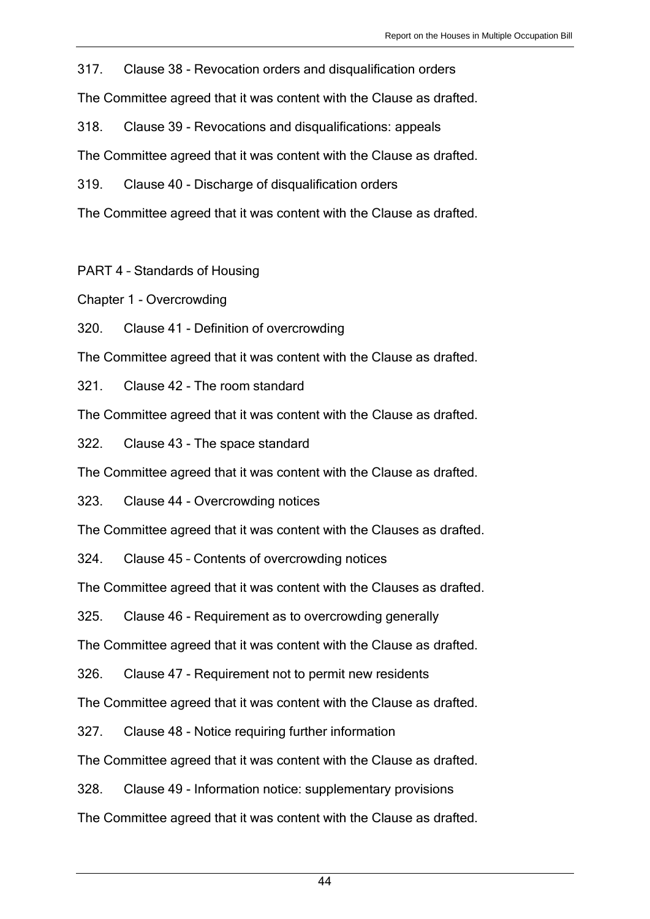317. Clause 38 - Revocation orders and disqualification orders

The Committee agreed that it was content with the Clause as drafted.

318. Clause 39 - Revocations and disqualifications: appeals

The Committee agreed that it was content with the Clause as drafted.

319. Clause 40 - Discharge of disqualification orders

The Committee agreed that it was content with the Clause as drafted.

PART 4 – Standards of Housing

Chapter 1 - Overcrowding

320. Clause 41 - Definition of overcrowding

The Committee agreed that it was content with the Clause as drafted.

321. Clause 42 - The room standard

The Committee agreed that it was content with the Clause as drafted.

322. Clause 43 - The space standard

The Committee agreed that it was content with the Clause as drafted.

323. Clause 44 - Overcrowding notices

The Committee agreed that it was content with the Clauses as drafted.

324. Clause 45 – Contents of overcrowding notices

The Committee agreed that it was content with the Clauses as drafted.

325. Clause 46 - Requirement as to overcrowding generally

The Committee agreed that it was content with the Clause as drafted.

326. Clause 47 - Requirement not to permit new residents

The Committee agreed that it was content with the Clause as drafted.

327. Clause 48 - Notice requiring further information

The Committee agreed that it was content with the Clause as drafted.

328. Clause 49 - Information notice: supplementary provisions

The Committee agreed that it was content with the Clause as drafted.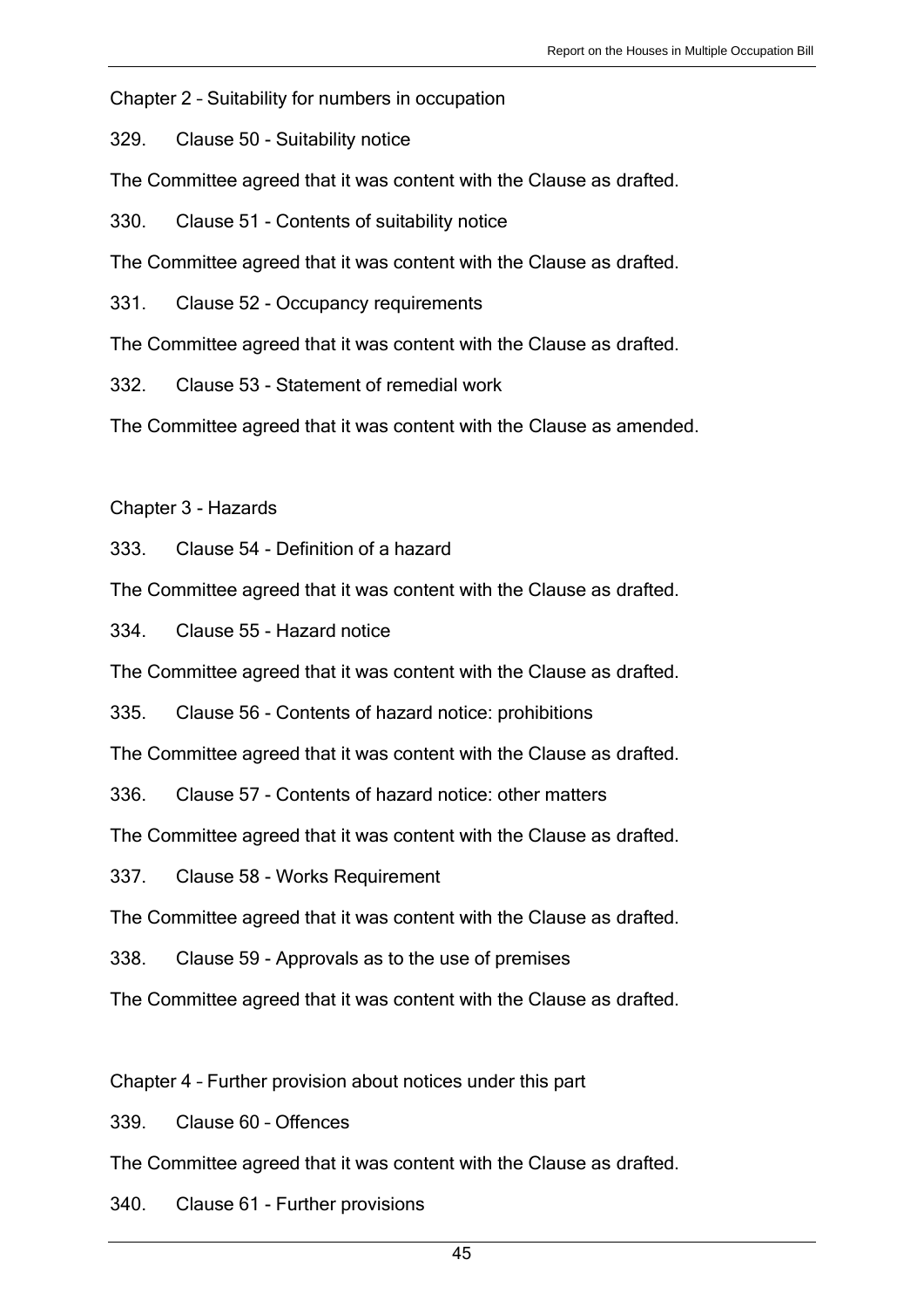Chapter 2 – Suitability for numbers in occupation

329. Clause 50 - Suitability notice

The Committee agreed that it was content with the Clause as drafted.

330. Clause 51 - Contents of suitability notice

The Committee agreed that it was content with the Clause as drafted.

331. Clause 52 - Occupancy requirements

The Committee agreed that it was content with the Clause as drafted.

332. Clause 53 - Statement of remedial work

The Committee agreed that it was content with the Clause as amended.

Chapter 3 - Hazards

333. Clause 54 - Definition of a hazard

The Committee agreed that it was content with the Clause as drafted.

334. Clause 55 - Hazard notice

The Committee agreed that it was content with the Clause as drafted.

335. Clause 56 - Contents of hazard notice: prohibitions

The Committee agreed that it was content with the Clause as drafted.

336. Clause 57 - Contents of hazard notice: other matters

The Committee agreed that it was content with the Clause as drafted.

337. Clause 58 - Works Requirement

The Committee agreed that it was content with the Clause as drafted.

338. Clause 59 - Approvals as to the use of premises

The Committee agreed that it was content with the Clause as drafted.

Chapter 4 – Further provision about notices under this part

339. Clause 60 – Offences

The Committee agreed that it was content with the Clause as drafted.

340. Clause 61 - Further provisions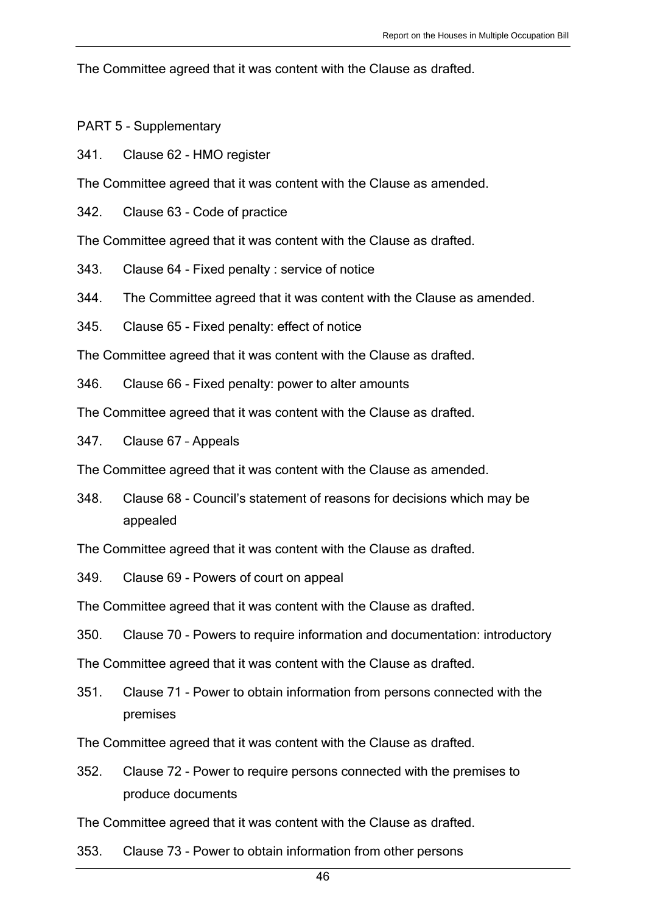The Committee agreed that it was content with the Clause as drafted.

PART 5 - Supplementary

341. Clause 62 - HMO register

The Committee agreed that it was content with the Clause as amended.

342. Clause 63 - Code of practice

The Committee agreed that it was content with the Clause as drafted.

343. Clause 64 - Fixed penalty : service of notice

344. The Committee agreed that it was content with the Clause as amended.

345. Clause 65 - Fixed penalty: effect of notice

The Committee agreed that it was content with the Clause as drafted.

346. Clause 66 - Fixed penalty: power to alter amounts

The Committee agreed that it was content with the Clause as drafted.

347. Clause 67 – Appeals

The Committee agreed that it was content with the Clause as amended.

348. Clause 68 - Council's statement of reasons for decisions which may be appealed

The Committee agreed that it was content with the Clause as drafted.

349. Clause 69 - Powers of court on appeal

The Committee agreed that it was content with the Clause as drafted.

350. Clause 70 - Powers to require information and documentation: introductory

The Committee agreed that it was content with the Clause as drafted.

351. Clause 71 - Power to obtain information from persons connected with the premises

The Committee agreed that it was content with the Clause as drafted.

352. Clause 72 - Power to require persons connected with the premises to produce documents

The Committee agreed that it was content with the Clause as drafted.

353. Clause 73 - Power to obtain information from other persons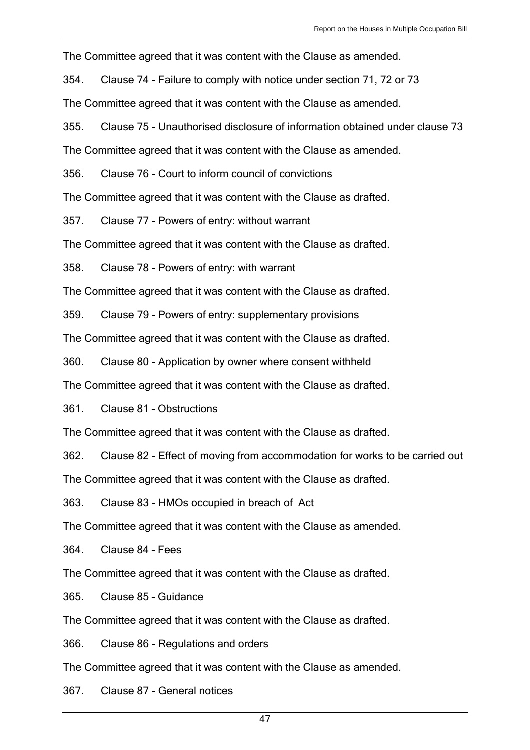The Committee agreed that it was content with the Clause as amended.

354. Clause 74 - Failure to comply with notice under section 71, 72 or 73

The Committee agreed that it was content with the Clause as amended.

355. Clause 75 - Unauthorised disclosure of information obtained under clause 73

The Committee agreed that it was content with the Clause as amended.

356. Clause 76 - Court to inform council of convictions

The Committee agreed that it was content with the Clause as drafted.

357. Clause 77 - Powers of entry: without warrant

The Committee agreed that it was content with the Clause as drafted.

358. Clause 78 - Powers of entry: with warrant

The Committee agreed that it was content with the Clause as drafted.

359. Clause 79 - Powers of entry: supplementary provisions

The Committee agreed that it was content with the Clause as drafted.

360. Clause 80 - Application by owner where consent withheld

The Committee agreed that it was content with the Clause as drafted.

361. Clause 81 – Obstructions

The Committee agreed that it was content with the Clause as drafted.

362. Clause 82 - Effect of moving from accommodation for works to be carried out

The Committee agreed that it was content with the Clause as drafted.

363. Clause 83 - HMOs occupied in breach of Act

The Committee agreed that it was content with the Clause as amended.

364. Clause 84 – Fees

The Committee agreed that it was content with the Clause as drafted.

365. Clause 85 – Guidance

The Committee agreed that it was content with the Clause as drafted.

366. Clause 86 - Regulations and orders

The Committee agreed that it was content with the Clause as amended.

367. Clause 87 - General notices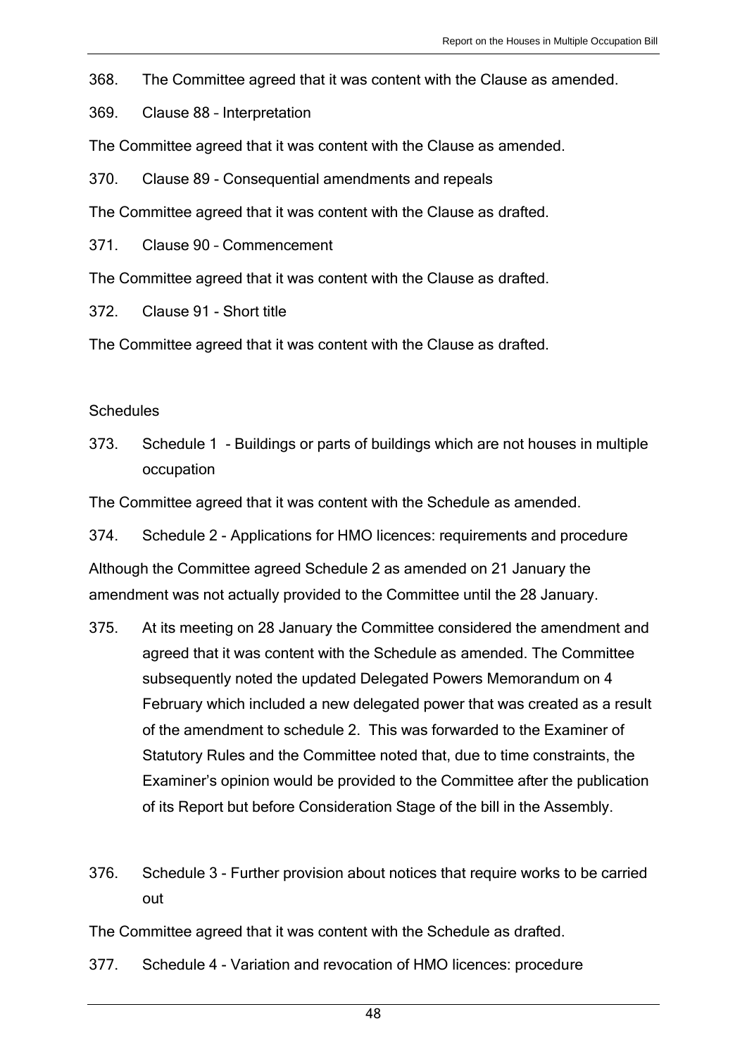368. The Committee agreed that it was content with the Clause as amended.

369. Clause 88 – Interpretation

The Committee agreed that it was content with the Clause as amended.

370. Clause 89 - Consequential amendments and repeals

The Committee agreed that it was content with the Clause as drafted.

371. Clause 90 – Commencement

The Committee agreed that it was content with the Clause as drafted.

372. Clause 91 - Short title

The Committee agreed that it was content with the Clause as drafted.

Schedules

373. Schedule 1 - Buildings or parts of buildings which are not houses in multiple occupation

The Committee agreed that it was content with the Schedule as amended.

374. Schedule 2 - Applications for HMO licences: requirements and procedure

Although the Committee agreed Schedule 2 as amended on 21 January the amendment was not actually provided to the Committee until the 28 January.

375. At its meeting on 28 January the Committee considered the amendment and agreed that it was content with the Schedule as amended. The Committee subsequently noted the updated Delegated Powers Memorandum on 4 February which included a new delegated power that was created as a result of the amendment to schedule 2. This was forwarded to the Examiner of Statutory Rules and the Committee noted that, due to time constraints, the Examiner's opinion would be provided to the Committee after the publication of its Report but before Consideration Stage of the bill in the Assembly.

376. Schedule 3 - Further provision about notices that require works to be carried out

The Committee agreed that it was content with the Schedule as drafted.

377. Schedule 4 - Variation and revocation of HMO licences: procedure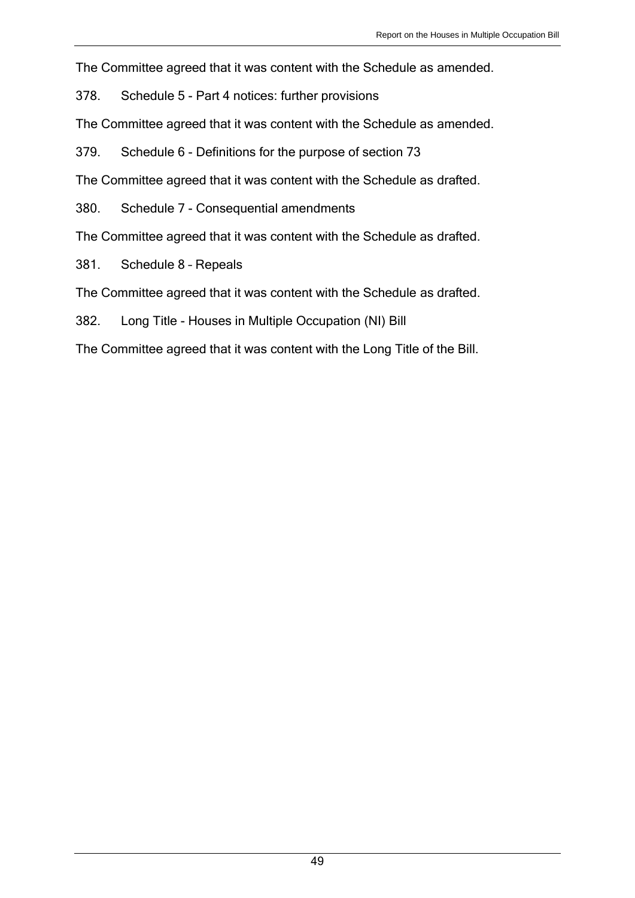The Committee agreed that it was content with the Schedule as amended.

378. Schedule 5 - Part 4 notices: further provisions

The Committee agreed that it was content with the Schedule as amended.

379. Schedule 6 - Definitions for the purpose of section 73

The Committee agreed that it was content with the Schedule as drafted.

380. Schedule 7 - Consequential amendments

The Committee agreed that it was content with the Schedule as drafted.

381. Schedule 8 – Repeals

The Committee agreed that it was content with the Schedule as drafted.

382. Long Title - Houses in Multiple Occupation (NI) Bill

The Committee agreed that it was content with the Long Title of the Bill.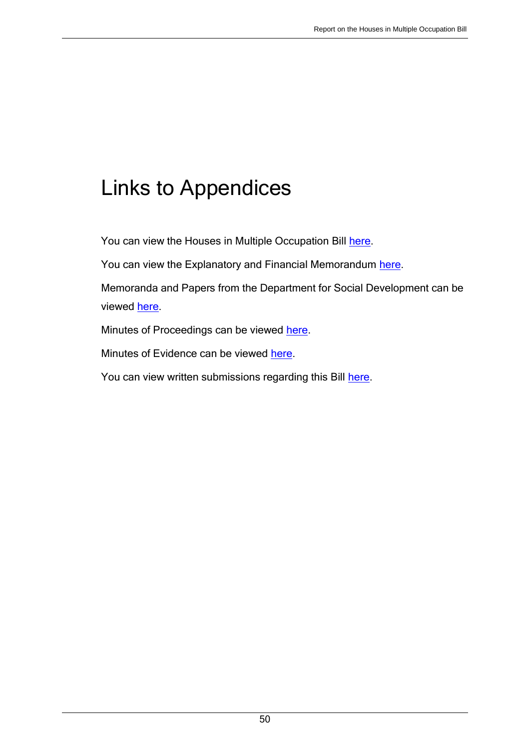# Links to Appendices

You can view the Houses in Multiple Occupation Bill here.

You can view the Explanatory and Financial Memorandum here.

Memoranda and Papers from the Department for Social Development can be viewed here.

Minutes of Proceedings can be viewed here.

Minutes of Evidence can be viewed here.

You can view written submissions regarding this Bill here.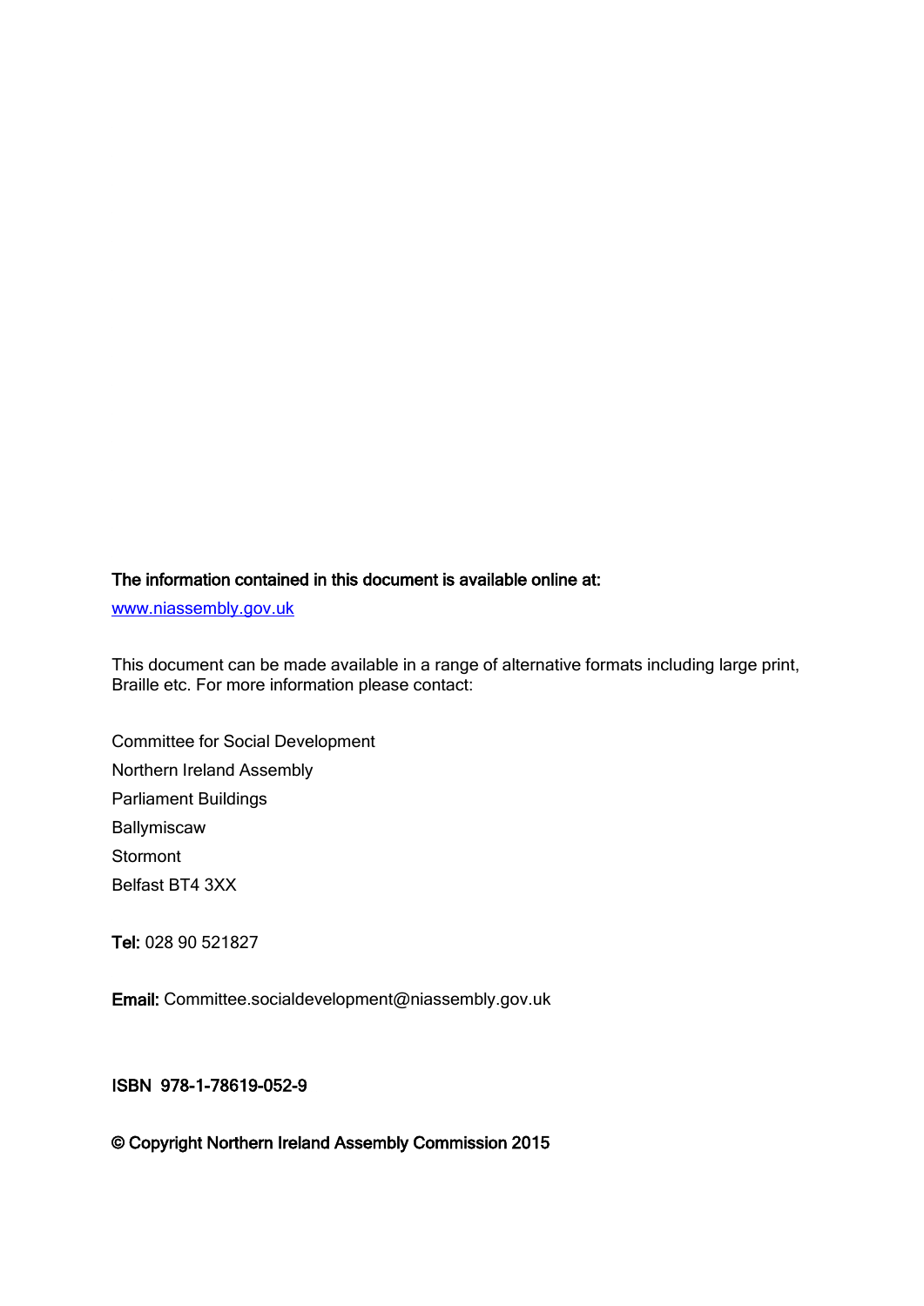**The information contained in this document is available online at:**

www.niassembly.gov.uk

This document can be made available in a range of alternative formats including large print, Braille etc. For more information please contact:

Committee for Social Development
Northern Ireland Assembly
Parliament Buildings
Ballymiscaw
Stormont
Belfast BT4 3XX

**Tel:** 028 90 521827

**Email:** Committee.socialdevelopment@niassembly.gov.uk

**ISBN 978-1-78619-052-9**

**© Copyright Northern Ireland Assembly Commission 2015**